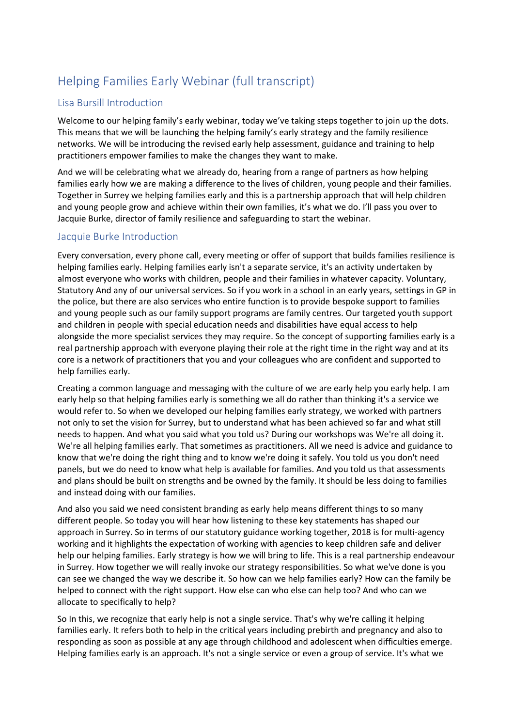# Helping Families Early Webinar (full transcript)

## Lisa Bursill Introduction

Welcome to our helping family's early webinar, today we've taking steps together to join up the dots. This means that we will be launching the helping family's early strategy and the family resilience networks. We will be introducing the revised early help assessment, guidance and training to help practitioners empower families to make the changes they want to make.

And we will be celebrating what we already do, hearing from a range of partners as how helping families early how we are making a difference to the lives of children, young people and their families. Together in Surrey we helping families early and this is a partnership approach that will help children and young people grow and achieve within their own families, it's what we do. I'll pass you over to Jacquie Burke, director of family resilience and safeguarding to start the webinar.

## Jacquie Burke Introduction

Every conversation, every phone call, every meeting or offer of support that builds families resilience is helping families early. Helping families early isn't a separate service, it's an activity undertaken by almost everyone who works with children, people and their families in whatever capacity. Voluntary, Statutory And any of our universal services. So if you work in a school in an early years, settings in GP in the police, but there are also services who entire function is to provide bespoke support to families and young people such as our family support programs are family centres. Our targeted youth support and children in people with special education needs and disabilities have equal access to help alongside the more specialist services they may require. So the concept of supporting families early is a real partnership approach with everyone playing their role at the right time in the right way and at its core is a network of practitioners that you and your colleagues who are confident and supported to help families early.

Creating a common language and messaging with the culture of we are early help you early help. I am early help so that helping families early is something we all do rather than thinking it's a service we would refer to. So when we developed our helping families early strategy, we worked with partners not only to set the vision for Surrey, but to understand what has been achieved so far and what still needs to happen. And what you said what you told us? During our workshops was We're all doing it. We're all helping families early. That sometimes as practitioners. All we need is advice and guidance to know that we're doing the right thing and to know we're doing it safely. You told us you don't need panels, but we do need to know what help is available for families. And you told us that assessments and plans should be built on strengths and be owned by the family. It should be less doing to families and instead doing with our families.

And also you said we need consistent branding as early help means different things to so many different people. So today you will hear how listening to these key statements has shaped our approach in Surrey. So in terms of our statutory guidance working together, 2018 is for multi-agency working and it highlights the expectation of working with agencies to keep children safe and deliver help our helping families. Early strategy is how we will bring to life. This is a real partnership endeavour in Surrey. How together we will really invoke our strategy responsibilities. So what we've done is you can see we changed the way we describe it. So how can we help families early? How can the family be helped to connect with the right support. How else can who else can help too? And who can we allocate to specifically to help?

So In this, we recognize that early help is not a single service. That's why we're calling it helping families early. It refers both to help in the critical years including prebirth and pregnancy and also to responding as soon as possible at any age through childhood and adolescent when difficulties emerge. Helping families early is an approach. It's not a single service or even a group of service. It's what we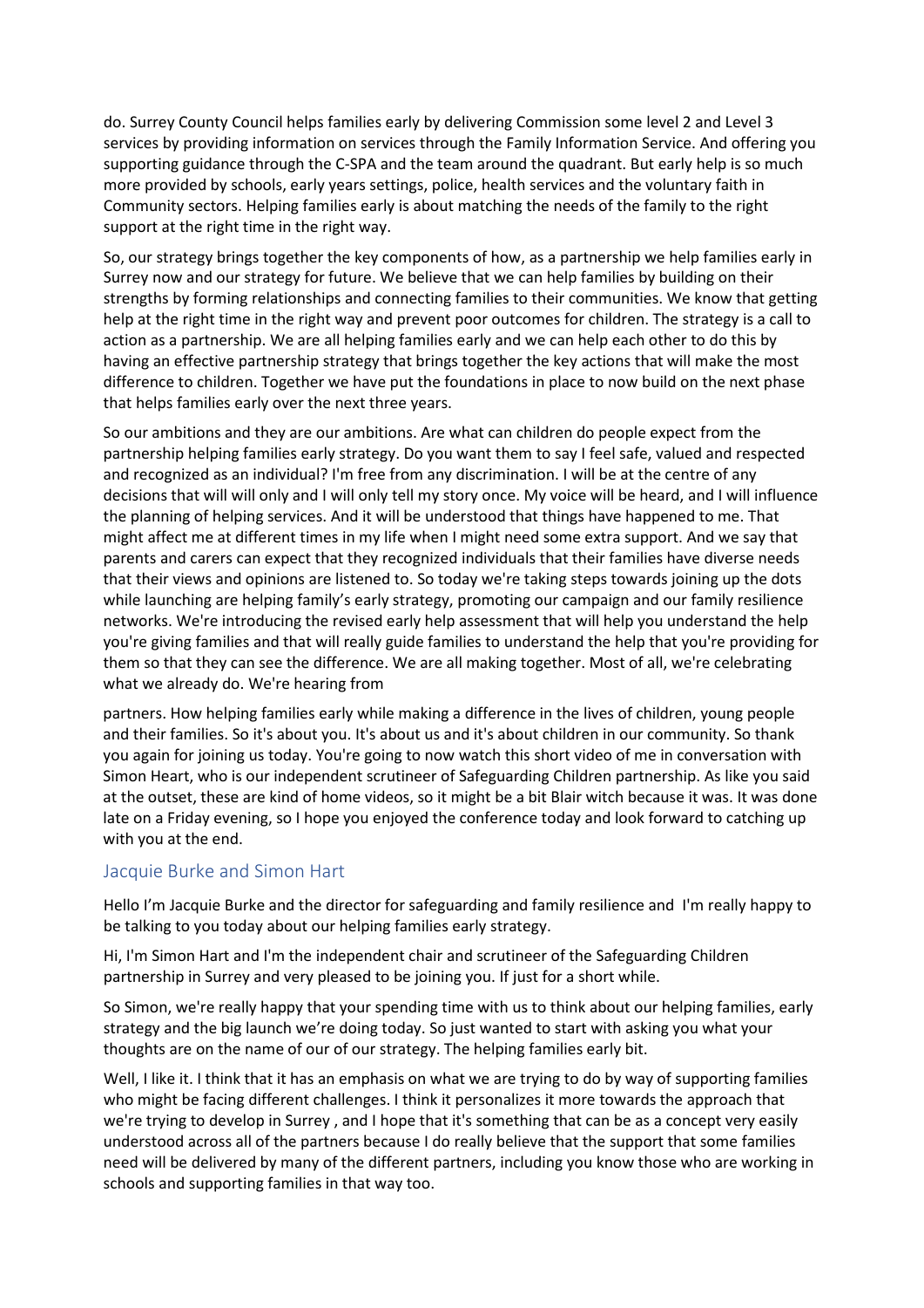do. Surrey County Council helps families early by delivering Commission some level 2 and Level 3 services by providing information on services through the Family Information Service. And offering you supporting guidance through the C-SPA and the team around the quadrant. But early help is so much more provided by schools, early years settings, police, health services and the voluntary faith in Community sectors. Helping families early is about matching the needs of the family to the right support at the right time in the right way.

So, our strategy brings together the key components of how, as a partnership we help families early in Surrey now and our strategy for future. We believe that we can help families by building on their strengths by forming relationships and connecting families to their communities. We know that getting help at the right time in the right way and prevent poor outcomes for children. The strategy is a call to action as a partnership. We are all helping families early and we can help each other to do this by having an effective partnership strategy that brings together the key actions that will make the most difference to children. Together we have put the foundations in place to now build on the next phase that helps families early over the next three years.

So our ambitions and they are our ambitions. Are what can children do people expect from the partnership helping families early strategy. Do you want them to say I feel safe, valued and respected and recognized as an individual? I'm free from any discrimination. I will be at the centre of any decisions that will will only and I will only tell my story once. My voice will be heard, and I will influence the planning of helping services. And it will be understood that things have happened to me. That might affect me at different times in my life when I might need some extra support. And we say that parents and carers can expect that they recognized individuals that their families have diverse needs that their views and opinions are listened to. So today we're taking steps towards joining up the dots while launching are helping family's early strategy, promoting our campaign and our family resilience networks. We're introducing the revised early help assessment that will help you understand the help you're giving families and that will really guide families to understand the help that you're providing for them so that they can see the difference. We are all making together. Most of all, we're celebrating what we already do. We're hearing from

partners. How helping families early while making a difference in the lives of children, young people and their families. So it's about you. It's about us and it's about children in our community. So thank you again for joining us today. You're going to now watch this short video of me in conversation with Simon Heart, who is our independent scrutineer of Safeguarding Children partnership. As like you said at the outset, these are kind of home videos, so it might be a bit Blair witch because it was. It was done late on a Friday evening, so I hope you enjoyed the conference today and look forward to catching up with you at the end.

## Jacquie Burke and Simon Hart

Hello I'm Jacquie Burke and the director for safeguarding and family resilience and I'm really happy to be talking to you today about our helping families early strategy.

Hi, I'm Simon Hart and I'm the independent chair and scrutineer of the Safeguarding Children partnership in Surrey and very pleased to be joining you. If just for a short while.

So Simon, we're really happy that your spending time with us to think about our helping families, early strategy and the big launch we're doing today. So just wanted to start with asking you what your thoughts are on the name of our of our strategy. The helping families early bit.

Well, I like it. I think that it has an emphasis on what we are trying to do by way of supporting families who might be facing different challenges. I think it personalizes it more towards the approach that we're trying to develop in Surrey , and I hope that it's something that can be as a concept very easily understood across all of the partners because I do really believe that the support that some families need will be delivered by many of the different partners, including you know those who are working in schools and supporting families in that way too.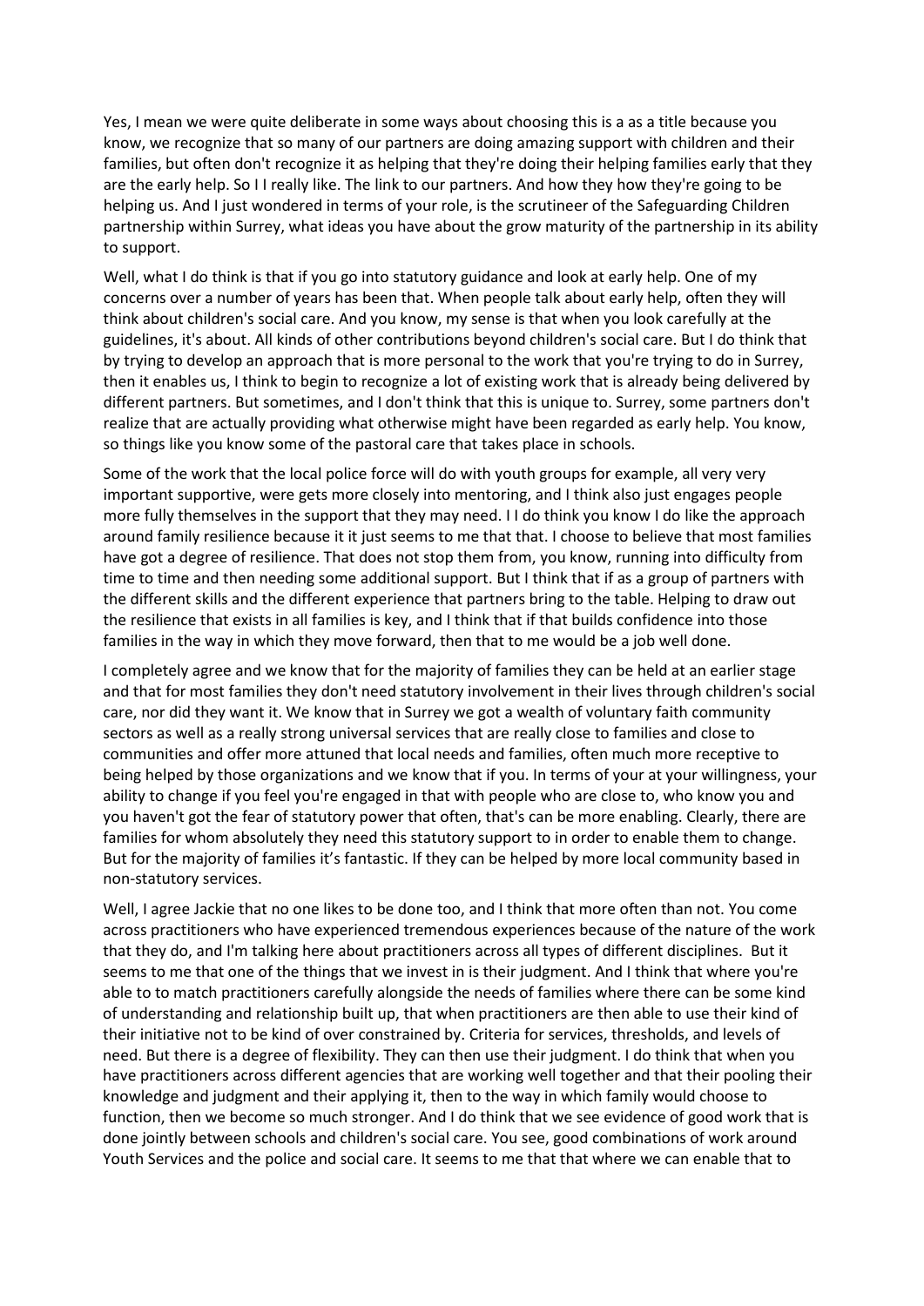Yes, I mean we were quite deliberate in some ways about choosing this is a as a title because you know, we recognize that so many of our partners are doing amazing support with children and their families, but often don't recognize it as helping that they're doing their helping families early that they are the early help. So I I really like. The link to our partners. And how they how they're going to be helping us. And I just wondered in terms of your role, is the scrutineer of the Safeguarding Children partnership within Surrey, what ideas you have about the grow maturity of the partnership in its ability to support.

Well, what I do think is that if you go into statutory guidance and look at early help. One of my concerns over a number of years has been that. When people talk about early help, often they will think about children's social care. And you know, my sense is that when you look carefully at the guidelines, it's about. All kinds of other contributions beyond children's social care. But I do think that by trying to develop an approach that is more personal to the work that you're trying to do in Surrey, then it enables us, I think to begin to recognize a lot of existing work that is already being delivered by different partners. But sometimes, and I don't think that this is unique to. Surrey, some partners don't realize that are actually providing what otherwise might have been regarded as early help. You know, so things like you know some of the pastoral care that takes place in schools.

Some of the work that the local police force will do with youth groups for example, all very very important supportive, were gets more closely into mentoring, and I think also just engages people more fully themselves in the support that they may need. I I do think you know I do like the approach around family resilience because it it just seems to me that that. I choose to believe that most families have got a degree of resilience. That does not stop them from, you know, running into difficulty from time to time and then needing some additional support. But I think that if as a group of partners with the different skills and the different experience that partners bring to the table. Helping to draw out the resilience that exists in all families is key, and I think that if that builds confidence into those families in the way in which they move forward, then that to me would be a job well done.

I completely agree and we know that for the majority of families they can be held at an earlier stage and that for most families they don't need statutory involvement in their lives through children's social care, nor did they want it. We know that in Surrey we got a wealth of voluntary faith community sectors as well as a really strong universal services that are really close to families and close to communities and offer more attuned that local needs and families, often much more receptive to being helped by those organizations and we know that if you. In terms of your at your willingness, your ability to change if you feel you're engaged in that with people who are close to, who know you and you haven't got the fear of statutory power that often, that's can be more enabling. Clearly, there are families for whom absolutely they need this statutory support to in order to enable them to change. But for the majority of families it's fantastic. If they can be helped by more local community based in non-statutory services.

Well, I agree Jackie that no one likes to be done too, and I think that more often than not. You come across practitioners who have experienced tremendous experiences because of the nature of the work that they do, and I'm talking here about practitioners across all types of different disciplines. But it seems to me that one of the things that we invest in is their judgment. And I think that where you're able to to match practitioners carefully alongside the needs of families where there can be some kind of understanding and relationship built up, that when practitioners are then able to use their kind of their initiative not to be kind of over constrained by. Criteria for services, thresholds, and levels of need. But there is a degree of flexibility. They can then use their judgment. I do think that when you have practitioners across different agencies that are working well together and that their pooling their knowledge and judgment and their applying it, then to the way in which family would choose to function, then we become so much stronger. And I do think that we see evidence of good work that is done jointly between schools and children's social care. You see, good combinations of work around Youth Services and the police and social care. It seems to me that that where we can enable that to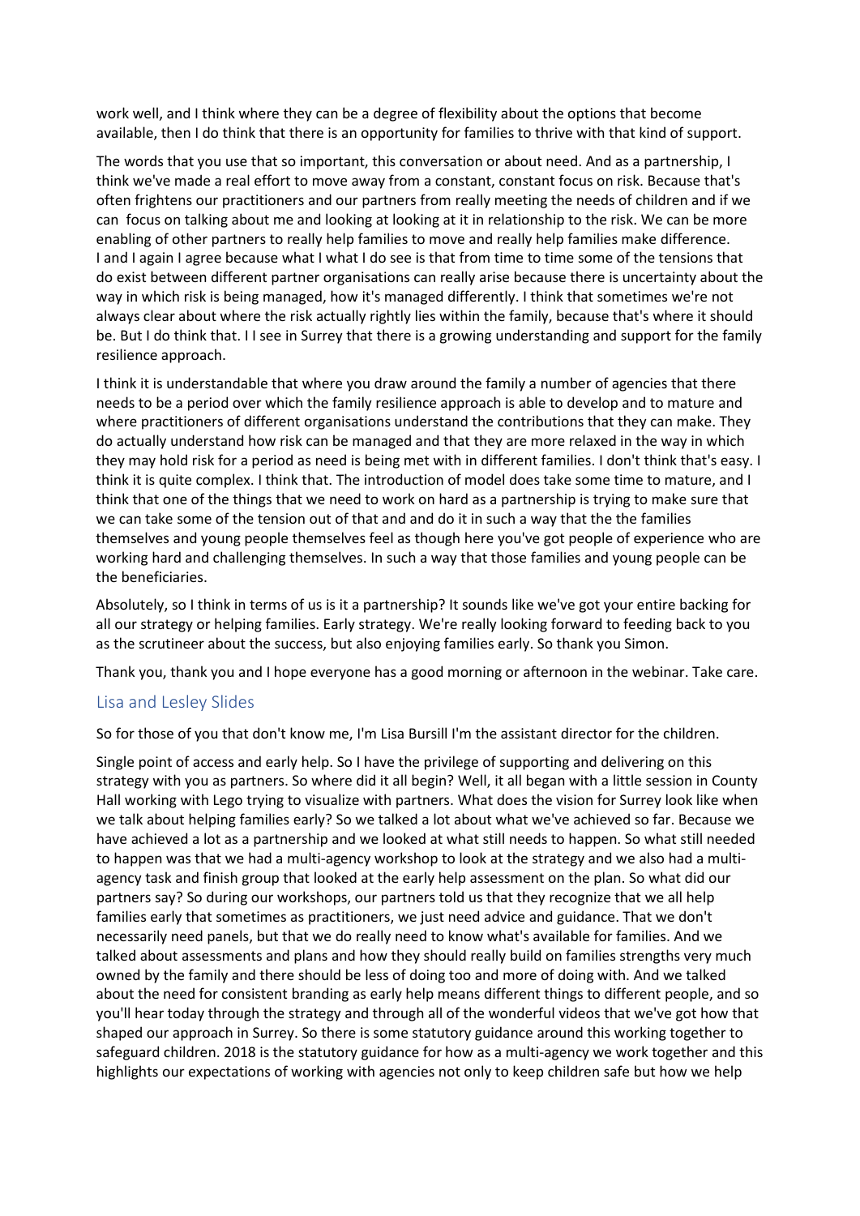work well, and I think where they can be a degree of flexibility about the options that become available, then I do think that there is an opportunity for families to thrive with that kind of support.

The words that you use that so important, this conversation or about need. And as a partnership, I think we've made a real effort to move away from a constant, constant focus on risk. Because that's often frightens our practitioners and our partners from really meeting the needs of children and if we can focus on talking about me and looking at looking at it in relationship to the risk. We can be more enabling of other partners to really help families to move and really help families make difference.
I and I again I agree because what I what I do see is that from time to time some of the tensions that do exist between different partner organisations can really arise because there is uncertainty about the way in which risk is being managed, how it's managed differently. I think that sometimes we're not always clear about where the risk actually rightly lies within the family, because that's where it should be. But I do think that. I I see in Surrey that there is a growing understanding and support for the family resilience approach.

I think it is understandable that where you draw around the family a number of agencies that there needs to be a period over which the family resilience approach is able to develop and to mature and where practitioners of different organisations understand the contributions that they can make. They do actually understand how risk can be managed and that they are more relaxed in the way in which they may hold risk for a period as need is being met with in different families. I don't think that's easy. I think it is quite complex. I think that. The introduction of model does take some time to mature, and I think that one of the things that we need to work on hard as a partnership is trying to make sure that we can take some of the tension out of that and and do it in such a way that the the families themselves and young people themselves feel as though here you've got people of experience who are working hard and challenging themselves. In such a way that those families and young people can be the beneficiaries.

Absolutely, so I think in terms of us is it a partnership? It sounds like we've got your entire backing for all our strategy or helping families. Early strategy. We're really looking forward to feeding back to you as the scrutineer about the success, but also enjoying families early. So thank you Simon.

Thank you, thank you and I hope everyone has a good morning or afternoon in the webinar. Take care.

## Lisa and Lesley Slides

So for those of you that don't know me, I'm Lisa Bursill I'm the assistant director for the children.

Single point of access and early help. So I have the privilege of supporting and delivering on this strategy with you as partners. So where did it all begin? Well, it all began with a little session in County Hall working with Lego trying to visualize with partners. What does the vision for Surrey look like when we talk about helping families early? So we talked a lot about what we've achieved so far. Because we have achieved a lot as a partnership and we looked at what still needs to happen. So what still needed to happen was that we had a multi-agency workshop to look at the strategy and we also had a multi-agency task and finish group that looked at the early help assessment on the plan. So what did our partners say? So during our workshops, our partners told us that they recognize that we all help families early that sometimes as practitioners, we just need advice and guidance. That we don't necessarily need panels, but that we do really need to know what's available for families. And we talked about assessments and plans and how they should really build on families strengths very much owned by the family and there should be less of doing too and more of doing with. And we talked about the need for consistent branding as early help means different things to different people, and so you'll hear today through the strategy and through all of the wonderful videos that we've got how that shaped our approach in Surrey. So there is some statutory guidance around this working together to safeguard children. 2018 is the statutory guidance for how as a multi-agency we work together and this highlights our expectations of working with agencies not only to keep children safe but how we help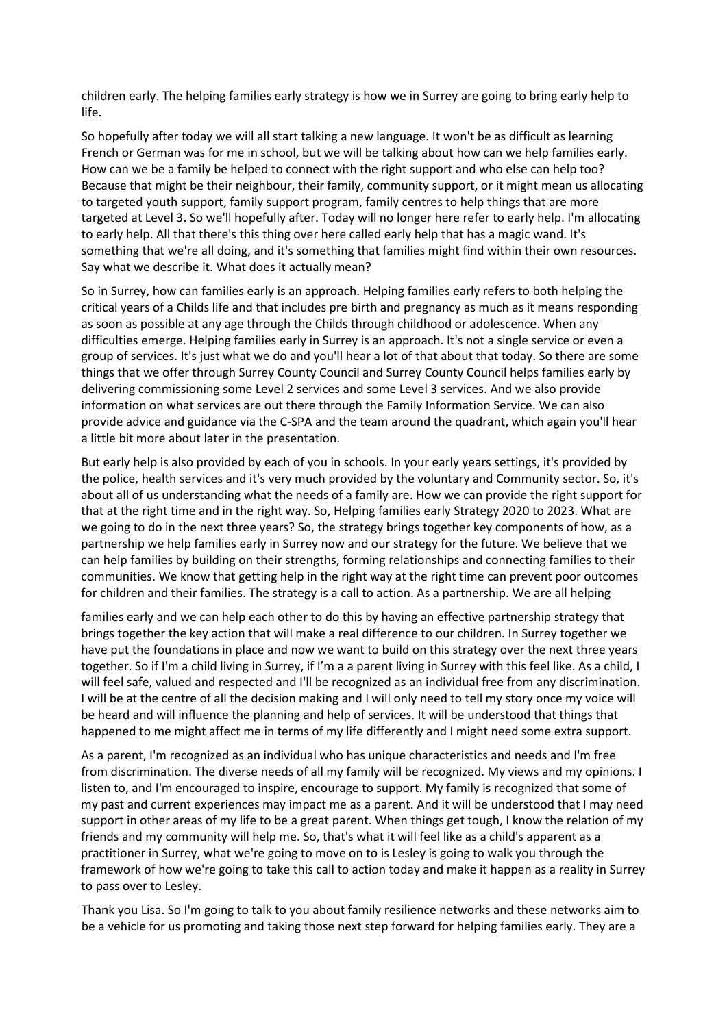children early. The helping families early strategy is how we in Surrey are going to bring early help to life.

So hopefully after today we will all start talking a new language. It won't be as difficult as learning French or German was for me in school, but we will be talking about how can we help families early. How can we be a family be helped to connect with the right support and who else can help too? Because that might be their neighbour, their family, community support, or it might mean us allocating to targeted youth support, family support program, family centres to help things that are more targeted at Level 3. So we'll hopefully after. Today will no longer here refer to early help. I'm allocating to early help. All that there's this thing over here called early help that has a magic wand. It's something that we're all doing, and it's something that families might find within their own resources. Say what we describe it. What does it actually mean?

So in Surrey, how can families early is an approach. Helping families early refers to both helping the critical years of a Childs life and that includes pre birth and pregnancy as much as it means responding as soon as possible at any age through the Childs through childhood or adolescence. When any difficulties emerge. Helping families early in Surrey is an approach. It's not a single service or even a group of services. It's just what we do and you'll hear a lot of that about that today. So there are some things that we offer through Surrey County Council and Surrey County Council helps families early by delivering commissioning some Level 2 services and some Level 3 services. And we also provide information on what services are out there through the Family Information Service. We can also provide advice and guidance via the C-SPA and the team around the quadrant, which again you'll hear a little bit more about later in the presentation.

But early help is also provided by each of you in schools. In your early years settings, it's provided by the police, health services and it's very much provided by the voluntary and Community sector. So, it's about all of us understanding what the needs of a family are. How we can provide the right support for that at the right time and in the right way. So, Helping families early Strategy 2020 to 2023. What are we going to do in the next three years? So, the strategy brings together key components of how, as a partnership we help families early in Surrey now and our strategy for the future. We believe that we can help families by building on their strengths, forming relationships and connecting families to their communities. We know that getting help in the right way at the right time can prevent poor outcomes for children and their families. The strategy is a call to action. As a partnership. We are all helping families early and we can help each other to do this by having an effective partnership strategy that brings together the key action that will make a real difference to our children. In Surrey together we have put the foundations in place and now we want to build on this strategy over the next three years together. So if I'm a child living in Surrey, if I'm a a parent living in Surrey with this feel like. As a child, I will feel safe, valued and respected and I'll be recognized as an individual free from any discrimination. I will be at the centre of all the decision making and I will only need to tell my story once my voice will be heard and will influence the planning and help of services. It will be understood that things that happened to me might affect me in terms of my life differently and I might need some extra support.

As a parent, I'm recognized as an individual who has unique characteristics and needs and I'm free from discrimination. The diverse needs of all my family will be recognized. My views and my opinions. I listen to, and I'm encouraged to inspire, encourage to support. My family is recognized that some of my past and current experiences may impact me as a parent. And it will be understood that I may need support in other areas of my life to be a great parent. When things get tough, I know the relation of my friends and my community will help me. So, that's what it will feel like as a child's apparent as a practitioner in Surrey, what we're going to move on to is Lesley is going to walk you through the framework of how we're going to take this call to action today and make it happen as a reality in Surrey to pass over to Lesley.

Thank you Lisa. So I'm going to talk to you about family resilience networks and these networks aim to be a vehicle for us promoting and taking those next step forward for helping families early. They are a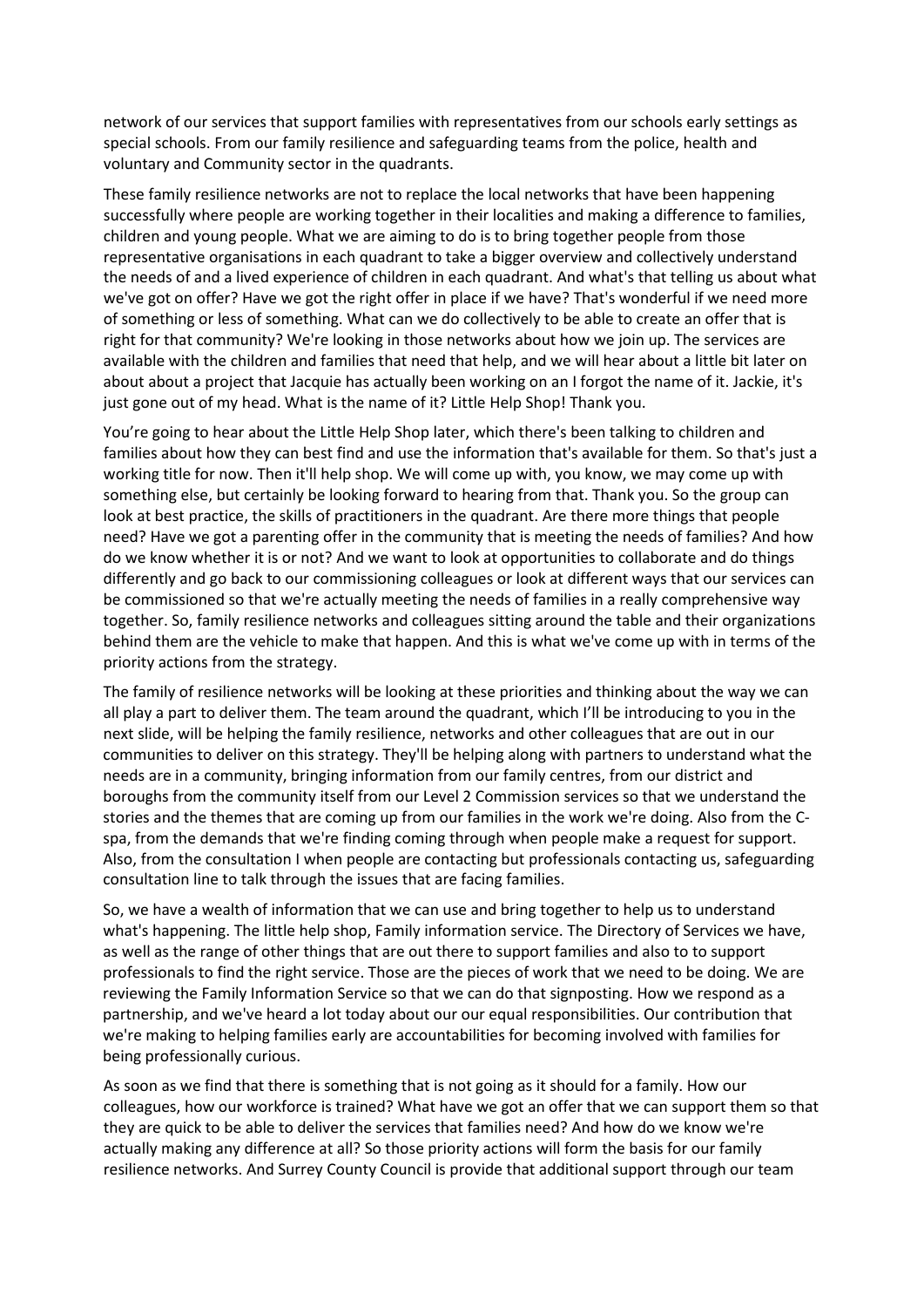network of our services that support families with representatives from our schools early settings as special schools. From our family resilience and safeguarding teams from the police, health and voluntary and Community sector in the quadrants.

These family resilience networks are not to replace the local networks that have been happening successfully where people are working together in their localities and making a difference to families, children and young people. What we are aiming to do is to bring together people from those representative organisations in each quadrant to take a bigger overview and collectively understand the needs of and a lived experience of children in each quadrant. And what's that telling us about what we've got on offer? Have we got the right offer in place if we have? That's wonderful if we need more of something or less of something. What can we do collectively to be able to create an offer that is right for that community? We're looking in those networks about how we join up. The services are available with the children and families that need that help, and we will hear about a little bit later on about about a project that Jacquie has actually been working on an I forgot the name of it. Jackie, it's just gone out of my head. What is the name of it? Little Help Shop! Thank you.

You're going to hear about the Little Help Shop later, which there's been talking to children and families about how they can best find and use the information that's available for them. So that's just a working title for now. Then it'll help shop. We will come up with, you know, we may come up with something else, but certainly be looking forward to hearing from that. Thank you. So the group can look at best practice, the skills of practitioners in the quadrant. Are there more things that people need? Have we got a parenting offer in the community that is meeting the needs of families? And how do we know whether it is or not? And we want to look at opportunities to collaborate and do things differently and go back to our commissioning colleagues or look at different ways that our services can be commissioned so that we're actually meeting the needs of families in a really comprehensive way together. So, family resilience networks and colleagues sitting around the table and their organizations behind them are the vehicle to make that happen. And this is what we've come up with in terms of the priority actions from the strategy.

The family of resilience networks will be looking at these priorities and thinking about the way we can all play a part to deliver them. The team around the quadrant, which I'll be introducing to you in the next slide, will be helping the family resilience, networks and other colleagues that are out in our communities to deliver on this strategy. They'll be helping along with partners to understand what the needs are in a community, bringing information from our family centres, from our district and boroughs from the community itself from our Level 2 Commission services so that we understand the stories and the themes that are coming up from our families in the work we're doing. Also from the C-spa, from the demands that we're finding coming through when people make a request for support. Also, from the consultation I when people are contacting but professionals contacting us, safeguarding consultation line to talk through the issues that are facing families.

So, we have a wealth of information that we can use and bring together to help us to understand what's happening. The little help shop, Family information service. The Directory of Services we have, as well as the range of other things that are out there to support families and also to to support professionals to find the right service. Those are the pieces of work that we need to be doing. We are reviewing the Family Information Service so that we can do that signposting. How we respond as a partnership, and we've heard a lot today about our our equal responsibilities. Our contribution that we're making to helping families early are accountabilities for becoming involved with families for being professionally curious.

As soon as we find that there is something that is not going as it should for a family. How our colleagues, how our workforce is trained? What have we got an offer that we can support them so that they are quick to be able to deliver the services that families need? And how do we know we're actually making any difference at all? So those priority actions will form the basis for our family resilience networks. And Surrey County Council is provide that additional support through our team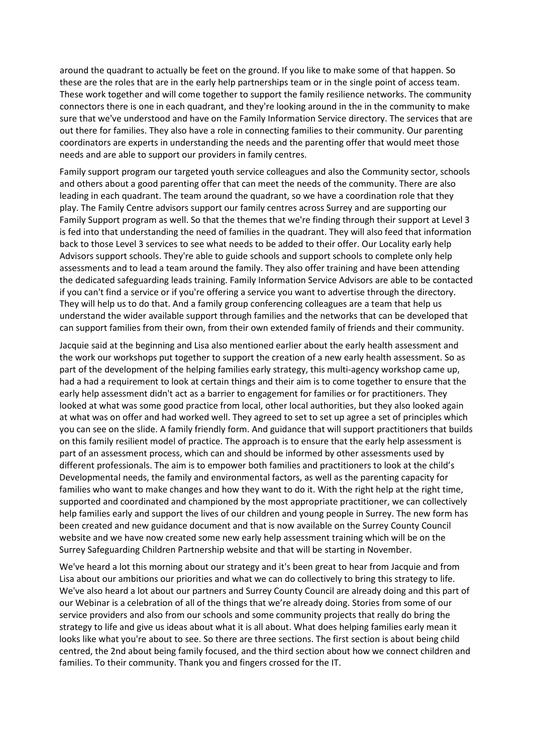around the quadrant to actually be feet on the ground. If you like to make some of that happen. So these are the roles that are in the early help partnerships team or in the single point of access team. These work together and will come together to support the family resilience networks. The community connectors there is one in each quadrant, and they're looking around in the in the community to make sure that we've understood and have on the Family Information Service directory. The services that are out there for families. They also have a role in connecting families to their community. Our parenting coordinators are experts in understanding the needs and the parenting offer that would meet those needs and are able to support our providers in family centres.

Family support program our targeted youth service colleagues and also the Community sector, schools and others about a good parenting offer that can meet the needs of the community. There are also leading in each quadrant. The team around the quadrant, so we have a coordination role that they play. The Family Centre advisors support our family centres across Surrey and are supporting our Family Support program as well. So that the themes that we're finding through their support at Level 3 is fed into that understanding the need of families in the quadrant. They will also feed that information back to those Level 3 services to see what needs to be added to their offer. Our Locality early help Advisors support schools. They're able to guide schools and support schools to complete only help assessments and to lead a team around the family. They also offer training and have been attending the dedicated safeguarding leads training. Family Information Service Advisors are able to be contacted if you can't find a service or if you're offering a service you want to advertise through the directory. They will help us to do that. And a family group conferencing colleagues are a team that help us understand the wider available support through families and the networks that can be developed that can support families from their own, from their own extended family of friends and their community.

Jacquie said at the beginning and Lisa also mentioned earlier about the early health assessment and the work our workshops put together to support the creation of a new early health assessment. So as part of the development of the helping families early strategy, this multi-agency workshop came up, had a had a requirement to look at certain things and their aim is to come together to ensure that the early help assessment didn't act as a barrier to engagement for families or for practitioners. They looked at what was some good practice from local, other local authorities, but they also looked again at what was on offer and had worked well. They agreed to set to set up agree a set of principles which you can see on the slide. A family friendly form. And guidance that will support practitioners that builds on this family resilient model of practice. The approach is to ensure that the early help assessment is part of an assessment process, which can and should be informed by other assessments used by different professionals. The aim is to empower both families and practitioners to look at the child's Developmental needs, the family and environmental factors, as well as the parenting capacity for families who want to make changes and how they want to do it. With the right help at the right time, supported and coordinated and championed by the most appropriate practitioner, we can collectively help families early and support the lives of our children and young people in Surrey. The new form has been created and new guidance document and that is now available on the Surrey County Council website and we have now created some new early help assessment training which will be on the Surrey Safeguarding Children Partnership website and that will be starting in November.

We've heard a lot this morning about our strategy and it's been great to hear from Jacquie and from Lisa about our ambitions our priorities and what we can do collectively to bring this strategy to life. We've also heard a lot about our partners and Surrey County Council are already doing and this part of our Webinar is a celebration of all of the things that we're already doing. Stories from some of our service providers and also from our schools and some community projects that really do bring the strategy to life and give us ideas about what it is all about. What does helping families early mean it looks like what you're about to see. So there are three sections. The first section is about being child centred, the 2nd about being family focused, and the third section about how we connect children and families. To their community. Thank you and fingers crossed for the IT.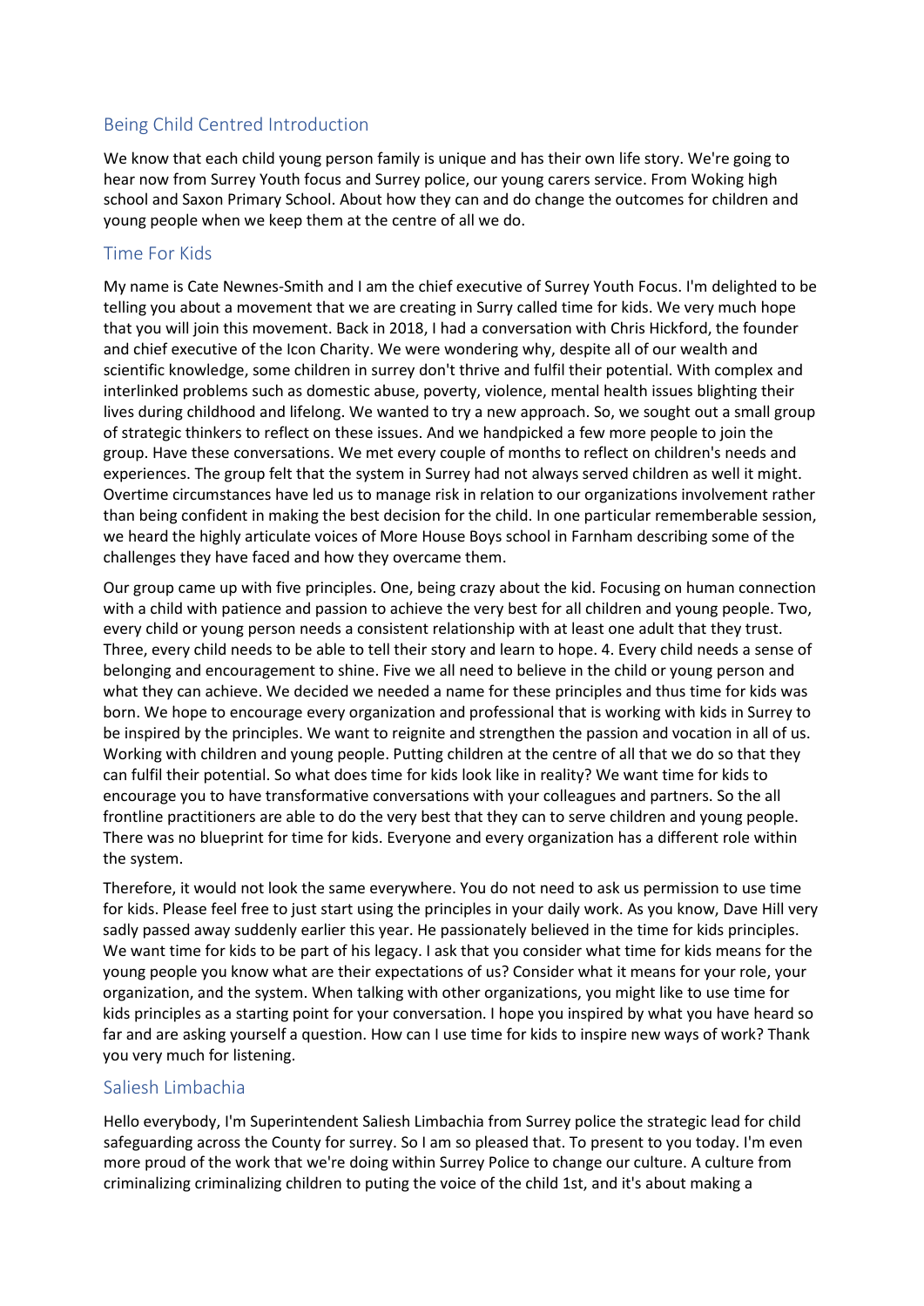## Being Child Centred Introduction

We know that each child young person family is unique and has their own life story. We're going to hear now from Surrey Youth focus and Surrey police, our young carers service. From Woking high school and Saxon Primary School. About how they can and do change the outcomes for children and young people when we keep them at the centre of all we do.

## Time For Kids

My name is Cate Newnes-Smith and I am the chief executive of Surrey Youth Focus. I'm delighted to be telling you about a movement that we are creating in Surry called time for kids. We very much hope that you will join this movement. Back in 2018, I had a conversation with Chris Hickford, the founder and chief executive of the Icon Charity. We were wondering why, despite all of our wealth and scientific knowledge, some children in surrey don't thrive and fulfil their potential. With complex and interlinked problems such as domestic abuse, poverty, violence, mental health issues blighting their lives during childhood and lifelong. We wanted to try a new approach. So, we sought out a small group of strategic thinkers to reflect on these issues. And we handpicked a few more people to join the group. Have these conversations. We met every couple of months to reflect on children's needs and experiences. The group felt that the system in Surrey had not always served children as well it might. Overtime circumstances have led us to manage risk in relation to our organizations involvement rather than being confident in making the best decision for the child. In one particular rememberable session, we heard the highly articulate voices of More House Boys school in Farnham describing some of the challenges they have faced and how they overcame them.

Our group came up with five principles. One, being crazy about the kid. Focusing on human connection with a child with patience and passion to achieve the very best for all children and young people. Two, every child or young person needs a consistent relationship with at least one adult that they trust. Three, every child needs to be able to tell their story and learn to hope. 4. Every child needs a sense of belonging and encouragement to shine. Five we all need to believe in the child or young person and what they can achieve. We decided we needed a name for these principles and thus time for kids was born. We hope to encourage every organization and professional that is working with kids in Surrey to be inspired by the principles. We want to reignite and strengthen the passion and vocation in all of us. Working with children and young people. Putting children at the centre of all that we do so that they can fulfil their potential. So what does time for kids look like in reality? We want time for kids to encourage you to have transformative conversations with your colleagues and partners. So the all frontline practitioners are able to do the very best that they can to serve children and young people. There was no blueprint for time for kids. Everyone and every organization has a different role within the system.

Therefore, it would not look the same everywhere. You do not need to ask us permission to use time for kids. Please feel free to just start using the principles in your daily work. As you know, Dave Hill very sadly passed away suddenly earlier this year. He passionately believed in the time for kids principles. We want time for kids to be part of his legacy. I ask that you consider what time for kids means for the young people you know what are their expectations of us? Consider what it means for your role, your organization, and the system. When talking with other organizations, you might like to use time for kids principles as a starting point for your conversation. I hope you inspired by what you have heard so far and are asking yourself a question. How can I use time for kids to inspire new ways of work? Thank you very much for listening.

## Saliesh Limbachia

Hello everybody, I'm Superintendent Saliesh Limbachia from Surrey police the strategic lead for child safeguarding across the County for surrey. So I am so pleased that. To present to you today. I'm even more proud of the work that we're doing within Surrey Police to change our culture. A culture from criminalizing criminalizing children to puting the voice of the child 1st, and it's about making a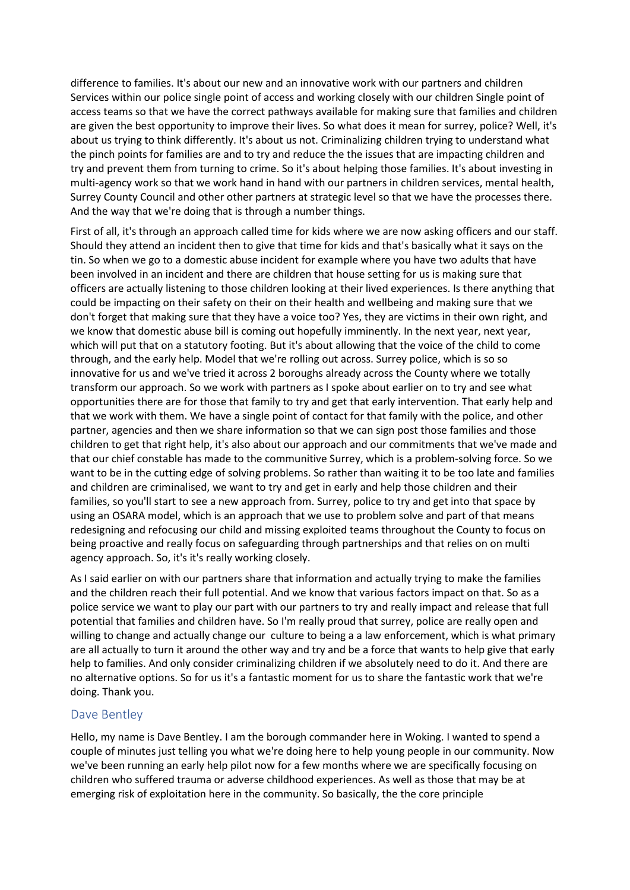difference to families. It's about our new and an innovative work with our partners and children Services within our police single point of access and working closely with our children Single point of access teams so that we have the correct pathways available for making sure that families and children are given the best opportunity to improve their lives. So what does it mean for surrey, police? Well, it's about us trying to think differently. It's about us not. Criminalizing children trying to understand what the pinch points for families are and to try and reduce the the issues that are impacting children and try and prevent them from turning to crime. So it's about helping those families. It's about investing in multi-agency work so that we work hand in hand with our partners in children services, mental health, Surrey County Council and other other partners at strategic level so that we have the processes there. And the way that we're doing that is through a number things.

First of all, it's through an approach called time for kids where we are now asking officers and our staff. Should they attend an incident then to give that time for kids and that's basically what it says on the tin. So when we go to a domestic abuse incident for example where you have two adults that have been involved in an incident and there are children that house setting for us is making sure that officers are actually listening to those children looking at their lived experiences. Is there anything that could be impacting on their safety on their on their health and wellbeing and making sure that we don't forget that making sure that they have a voice too? Yes, they are victims in their own right, and we know that domestic abuse bill is coming out hopefully imminently. In the next year, next year, which will put that on a statutory footing. But it's about allowing that the voice of the child to come through, and the early help. Model that we're rolling out across. Surrey police, which is so so innovative for us and we've tried it across 2 boroughs already across the County where we totally transform our approach. So we work with partners as I spoke about earlier on to try and see what opportunities there are for those that family to try and get that early intervention. That early help and that we work with them. We have a single point of contact for that family with the police, and other partner, agencies and then we share information so that we can sign post those families and those children to get that right help, it's also about our approach and our commitments that we've made and that our chief constable has made to the communitive Surrey, which is a problem-solving force. So we want to be in the cutting edge of solving problems. So rather than waiting it to be too late and families and children are criminalised, we want to try and get in early and help those children and their families, so you'll start to see a new approach from. Surrey, police to try and get into that space by using an OSARA model, which is an approach that we use to problem solve and part of that means redesigning and refocusing our child and missing exploited teams throughout the County to focus on being proactive and really focus on safeguarding through partnerships and that relies on on multi agency approach. So, it's it's really working closely.

As I said earlier on with our partners share that information and actually trying to make the families and the children reach their full potential. And we know that various factors impact on that. So as a police service we want to play our part with our partners to try and really impact and release that full potential that families and children have. So I'm really proud that surrey, police are really open and willing to change and actually change our culture to being a a law enforcement, which is what primary are all actually to turn it around the other way and try and be a force that wants to help give that early help to families. And only consider criminalizing children if we absolutely need to do it. And there are no alternative options. So for us it's a fantastic moment for us to share the fantastic work that we're doing. Thank you.

## Dave Bentley

Hello, my name is Dave Bentley. I am the borough commander here in Woking. I wanted to spend a couple of minutes just telling you what we're doing here to help young people in our community. Now we've been running an early help pilot now for a few months where we are specifically focusing on children who suffered trauma or adverse childhood experiences. As well as those that may be at emerging risk of exploitation here in the community. So basically, the the core principle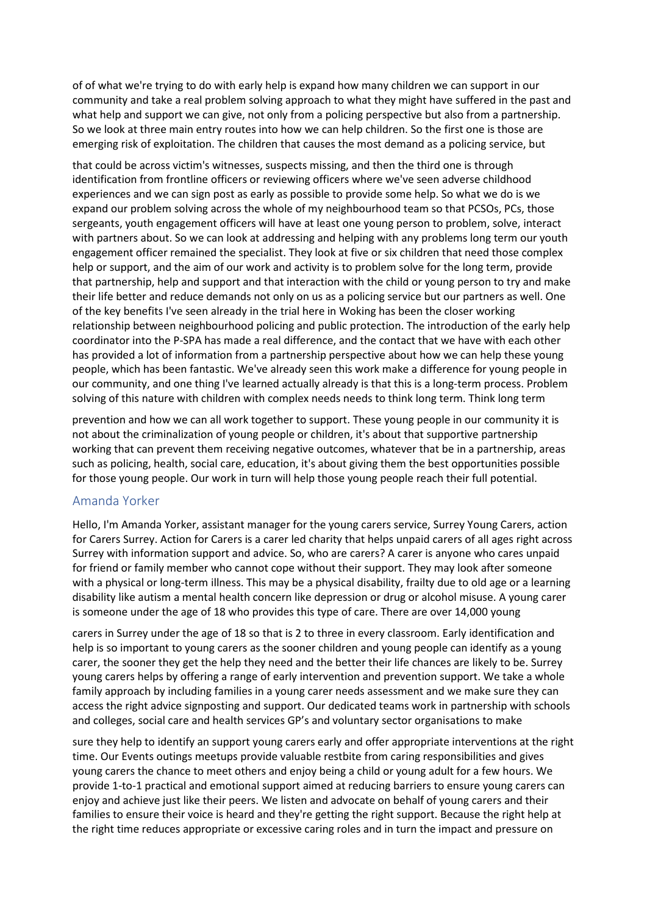of of what we're trying to do with early help is expand how many children we can support in our community and take a real problem solving approach to what they might have suffered in the past and what help and support we can give, not only from a policing perspective but also from a partnership. So we look at three main entry routes into how we can help children. So the first one is those are emerging risk of exploitation. The children that causes the most demand as a policing service, but

that could be across victim's witnesses, suspects missing, and then the third one is through identification from frontline officers or reviewing officers where we've seen adverse childhood experiences and we can sign post as early as possible to provide some help. So what we do is we expand our problem solving across the whole of my neighbourhood team so that PCSOs, PCs, those sergeants, youth engagement officers will have at least one young person to problem, solve, interact with partners about. So we can look at addressing and helping with any problems long term our youth engagement officer remained the specialist. They look at five or six children that need those complex help or support, and the aim of our work and activity is to problem solve for the long term, provide that partnership, help and support and that interaction with the child or young person to try and make their life better and reduce demands not only on us as a policing service but our partners as well. One of the key benefits I've seen already in the trial here in Woking has been the closer working relationship between neighbourhood policing and public protection. The introduction of the early help coordinator into the P-SPA has made a real difference, and the contact that we have with each other has provided a lot of information from a partnership perspective about how we can help these young people, which has been fantastic. We've already seen this work make a difference for young people in our community, and one thing I've learned actually already is that this is a long-term process. Problem solving of this nature with children with complex needs needs to think long term. Think long term

prevention and how we can all work together to support. These young people in our community it is not about the criminalization of young people or children, it's about that supportive partnership working that can prevent them receiving negative outcomes, whatever that be in a partnership, areas such as policing, health, social care, education, it's about giving them the best opportunities possible for those young people. Our work in turn will help those young people reach their full potential.

## Amanda Yorker

Hello, I'm Amanda Yorker, assistant manager for the young carers service, Surrey Young Carers, action for Carers Surrey. Action for Carers is a carer led charity that helps unpaid carers of all ages right across Surrey with information support and advice. So, who are carers? A carer is anyone who cares unpaid for friend or family member who cannot cope without their support. They may look after someone with a physical or long-term illness. This may be a physical disability, frailty due to old age or a learning disability like autism a mental health concern like depression or drug or alcohol misuse. A young carer is someone under the age of 18 who provides this type of care. There are over 14,000 young

carers in Surrey under the age of 18 so that is 2 to three in every classroom. Early identification and help is so important to young carers as the sooner children and young people can identify as a young carer, the sooner they get the help they need and the better their life chances are likely to be. Surrey young carers helps by offering a range of early intervention and prevention support. We take a whole family approach by including families in a young carer needs assessment and we make sure they can access the right advice signposting and support. Our dedicated teams work in partnership with schools and colleges, social care and health services GP's and voluntary sector organisations to make

sure they help to identify an support young carers early and offer appropriate interventions at the right time. Our Events outings meetups provide valuable restbite from caring responsibilities and gives young carers the chance to meet others and enjoy being a child or young adult for a few hours. We provide 1-to-1 practical and emotional support aimed at reducing barriers to ensure young carers can enjoy and achieve just like their peers. We listen and advocate on behalf of young carers and their families to ensure their voice is heard and they're getting the right support. Because the right help at the right time reduces appropriate or excessive caring roles and in turn the impact and pressure on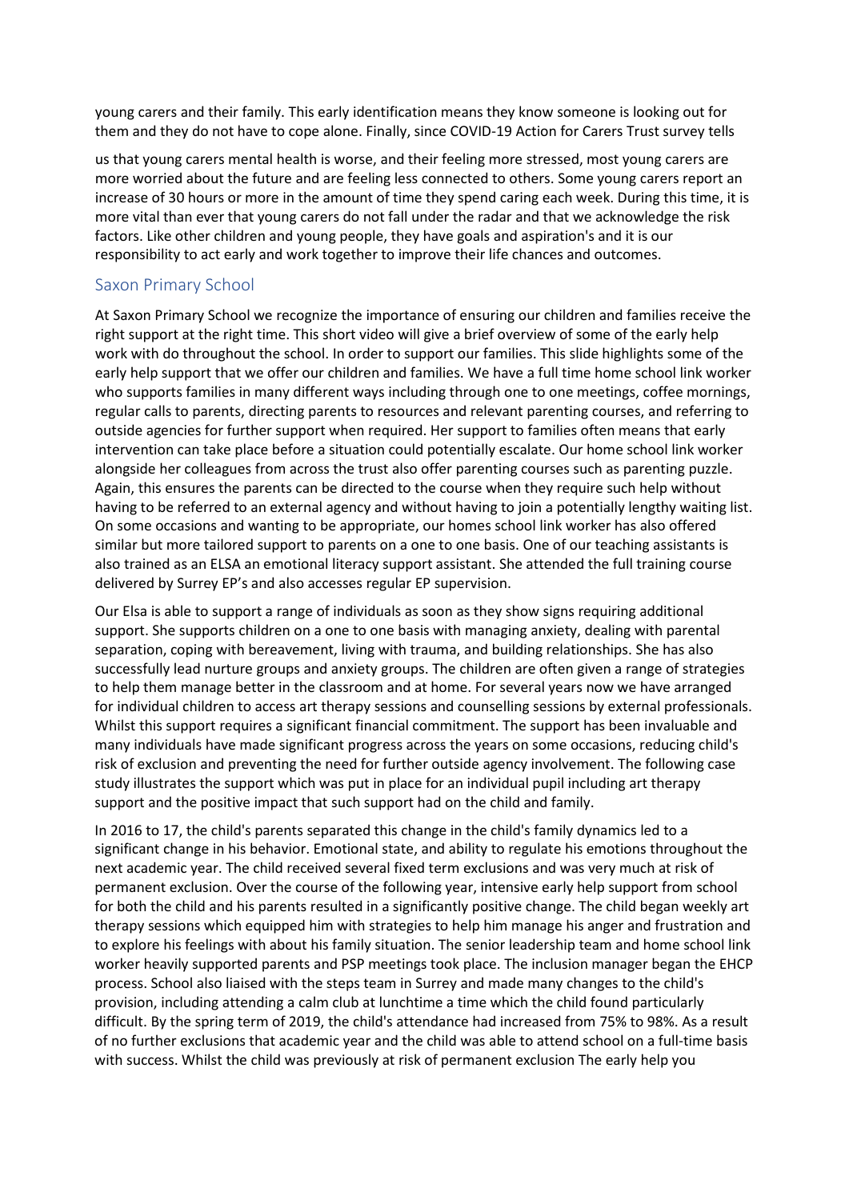young carers and their family. This early identification means they know someone is looking out for them and they do not have to cope alone. Finally, since COVID-19 Action for Carers Trust survey tells

us that young carers mental health is worse, and their feeling more stressed, most young carers are more worried about the future and are feeling less connected to others. Some young carers report an increase of 30 hours or more in the amount of time they spend caring each week. During this time, it is more vital than ever that young carers do not fall under the radar and that we acknowledge the risk factors. Like other children and young people, they have goals and aspiration's and it is our responsibility to act early and work together to improve their life chances and outcomes.

## Saxon Primary School

At Saxon Primary School we recognize the importance of ensuring our children and families receive the right support at the right time. This short video will give a brief overview of some of the early help work with do throughout the school. In order to support our families. This slide highlights some of the early help support that we offer our children and families. We have a full time home school link worker who supports families in many different ways including through one to one meetings, coffee mornings, regular calls to parents, directing parents to resources and relevant parenting courses, and referring to outside agencies for further support when required. Her support to families often means that early intervention can take place before a situation could potentially escalate. Our home school link worker alongside her colleagues from across the trust also offer parenting courses such as parenting puzzle. Again, this ensures the parents can be directed to the course when they require such help without having to be referred to an external agency and without having to join a potentially lengthy waiting list. On some occasions and wanting to be appropriate, our homes school link worker has also offered similar but more tailored support to parents on a one to one basis. One of our teaching assistants is also trained as an ELSA an emotional literacy support assistant. She attended the full training course delivered by Surrey EP's and also accesses regular EP supervision.

Our Elsa is able to support a range of individuals as soon as they show signs requiring additional support. She supports children on a one to one basis with managing anxiety, dealing with parental separation, coping with bereavement, living with trauma, and building relationships. She has also successfully lead nurture groups and anxiety groups. The children are often given a range of strategies to help them manage better in the classroom and at home. For several years now we have arranged for individual children to access art therapy sessions and counselling sessions by external professionals. Whilst this support requires a significant financial commitment. The support has been invaluable and many individuals have made significant progress across the years on some occasions, reducing child's risk of exclusion and preventing the need for further outside agency involvement. The following case study illustrates the support which was put in place for an individual pupil including art therapy support and the positive impact that such support had on the child and family.

In 2016 to 17, the child's parents separated this change in the child's family dynamics led to a significant change in his behavior. Emotional state, and ability to regulate his emotions throughout the next academic year. The child received several fixed term exclusions and was very much at risk of permanent exclusion. Over the course of the following year, intensive early help support from school for both the child and his parents resulted in a significantly positive change. The child began weekly art therapy sessions which equipped him with strategies to help him manage his anger and frustration and to explore his feelings with about his family situation. The senior leadership team and home school link worker heavily supported parents and PSP meetings took place. The inclusion manager began the EHCP process. School also liaised with the steps team in Surrey and made many changes to the child's provision, including attending a calm club at lunchtime a time which the child found particularly difficult. By the spring term of 2019, the child's attendance had increased from 75% to 98%. As a result of no further exclusions that academic year and the child was able to attend school on a full-time basis with success. Whilst the child was previously at risk of permanent exclusion The early help you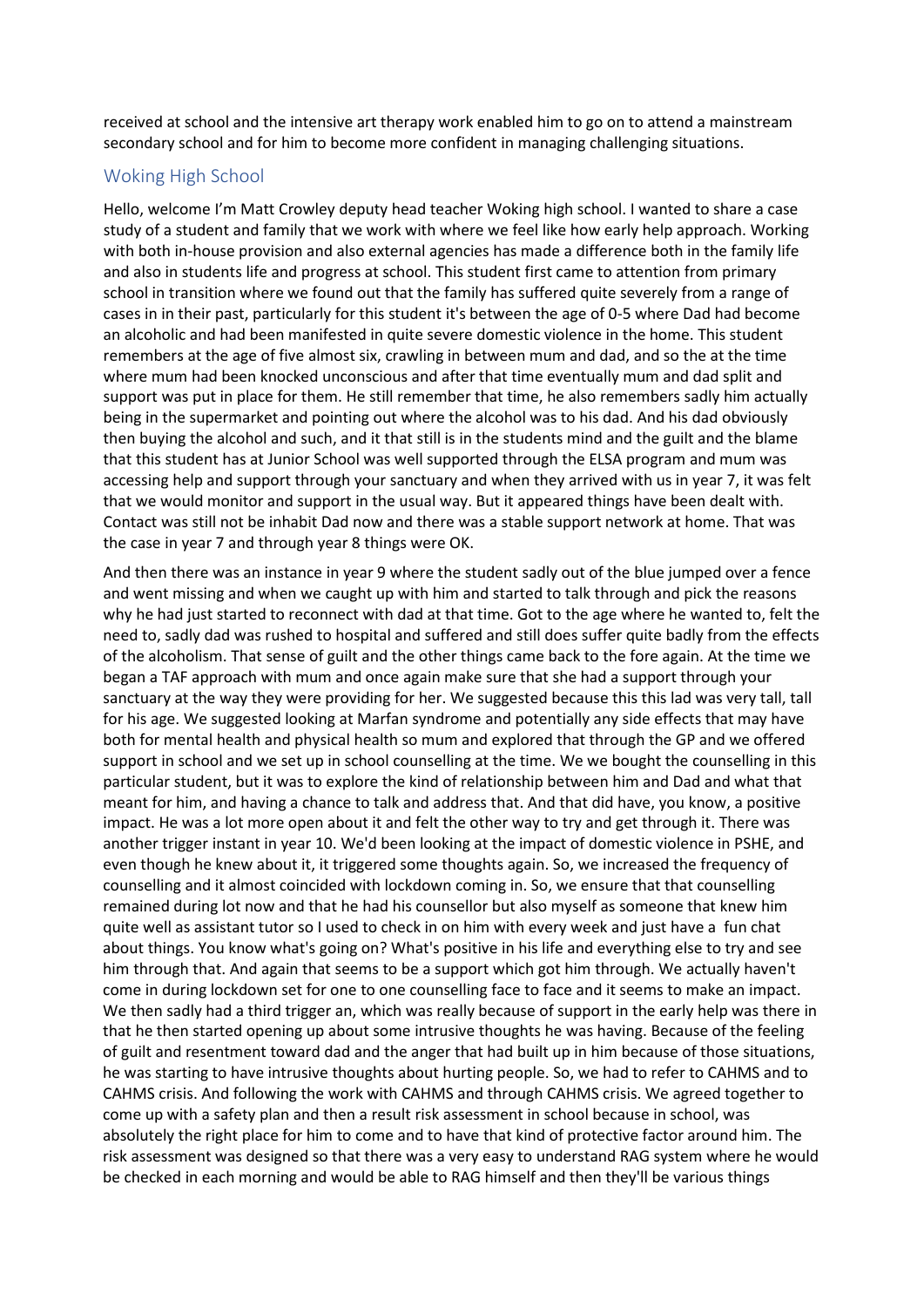received at school and the intensive art therapy work enabled him to go on to attend a mainstream secondary school and for him to become more confident in managing challenging situations.

## Woking High School

Hello, welcome I'm Matt Crowley deputy head teacher Woking high school. I wanted to share a case study of a student and family that we work with where we feel like how early help approach. Working with both in-house provision and also external agencies has made a difference both in the family life and also in students life and progress at school. This student first came to attention from primary school in transition where we found out that the family has suffered quite severely from a range of cases in in their past, particularly for this student it's between the age of 0-5 where Dad had become an alcoholic and had been manifested in quite severe domestic violence in the home. This student remembers at the age of five almost six, crawling in between mum and dad, and so the at the time where mum had been knocked unconscious and after that time eventually mum and dad split and support was put in place for them. He still remember that time, he also remembers sadly him actually being in the supermarket and pointing out where the alcohol was to his dad. And his dad obviously then buying the alcohol and such, and it that still is in the students mind and the guilt and the blame that this student has at Junior School was well supported through the ELSA program and mum was accessing help and support through your sanctuary and when they arrived with us in year 7, it was felt that we would monitor and support in the usual way. But it appeared things have been dealt with. Contact was still not be inhabit Dad now and there was a stable support network at home. That was the case in year 7 and through year 8 things were OK.

And then there was an instance in year 9 where the student sadly out of the blue jumped over a fence and went missing and when we caught up with him and started to talk through and pick the reasons why he had just started to reconnect with dad at that time. Got to the age where he wanted to, felt the need to, sadly dad was rushed to hospital and suffered and still does suffer quite badly from the effects of the alcoholism. That sense of guilt and the other things came back to the fore again. At the time we began a TAF approach with mum and once again make sure that she had a support through your sanctuary at the way they were providing for her. We suggested because this this lad was very tall, tall for his age. We suggested looking at Marfan syndrome and potentially any side effects that may have both for mental health and physical health so mum and explored that through the GP and we offered support in school and we set up in school counselling at the time. We we bought the counselling in this particular student, but it was to explore the kind of relationship between him and Dad and what that meant for him, and having a chance to talk and address that. And that did have, you know, a positive impact. He was a lot more open about it and felt the other way to try and get through it. There was another trigger instant in year 10. We'd been looking at the impact of domestic violence in PSHE, and even though he knew about it, it triggered some thoughts again. So, we increased the frequency of counselling and it almost coincided with lockdown coming in. So, we ensure that that counselling remained during lot now and that he had his counsellor but also myself as someone that knew him quite well as assistant tutor so I used to check in on him with every week and just have a fun chat about things. You know what's going on? What's positive in his life and everything else to try and see him through that. And again that seems to be a support which got him through. We actually haven't come in during lockdown set for one to one counselling face to face and it seems to make an impact. We then sadly had a third trigger an, which was really because of support in the early help was there in that he then started opening up about some intrusive thoughts he was having. Because of the feeling of guilt and resentment toward dad and the anger that had built up in him because of those situations, he was starting to have intrusive thoughts about hurting people. So, we had to refer to CAHMS and to CAHMS crisis. And following the work with CAHMS and through CAHMS crisis. We agreed together to come up with a safety plan and then a result risk assessment in school because in school, was absolutely the right place for him to come and to have that kind of protective factor around him. The risk assessment was designed so that there was a very easy to understand RAG system where he would be checked in each morning and would be able to RAG himself and then they'll be various things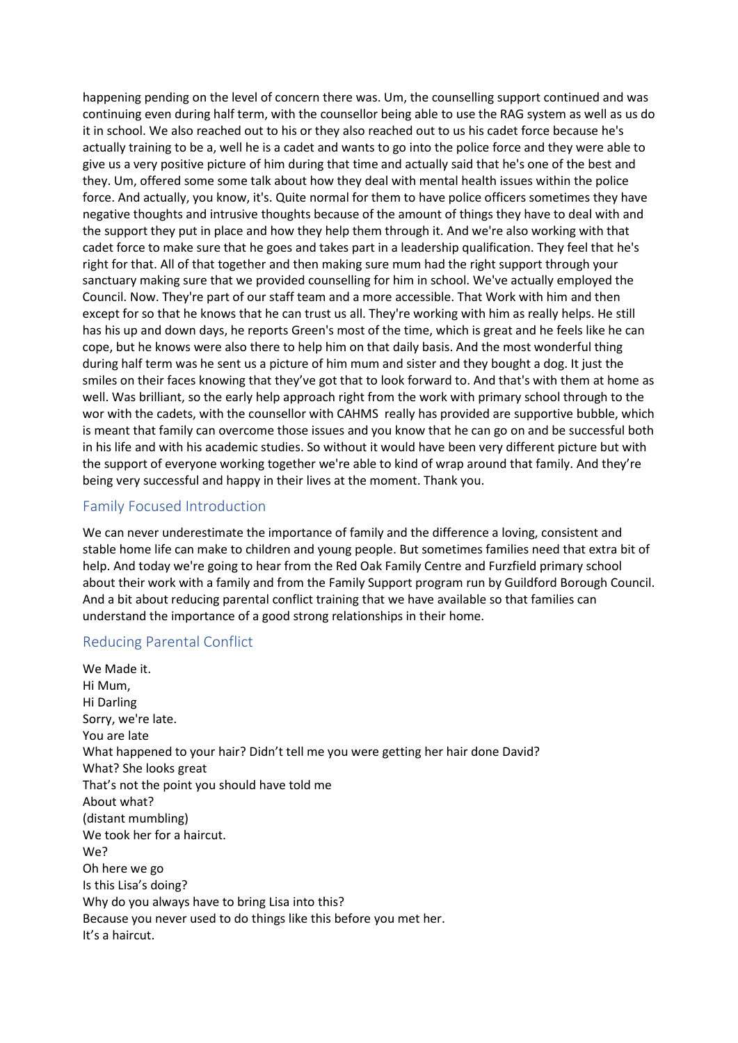happening pending on the level of concern there was. Um, the counselling support continued and was continuing even during half term, with the counsellor being able to use the RAG system as well as us do it in school. We also reached out to his or they also reached out to us his cadet force because he's actually training to be a, well he is a cadet and wants to go into the police force and they were able to give us a very positive picture of him during that time and actually said that he's one of the best and they. Um, offered some some talk about how they deal with mental health issues within the police force. And actually, you know, it's. Quite normal for them to have police officers sometimes they have negative thoughts and intrusive thoughts because of the amount of things they have to deal with and the support they put in place and how they help them through it. And we're also working with that cadet force to make sure that he goes and takes part in a leadership qualification. They feel that he's right for that. All of that together and then making sure mum had the right support through your sanctuary making sure that we provided counselling for him in school. We've actually employed the Council. Now. They're part of our staff team and a more accessible. That Work with him and then except for so that he knows that he can trust us all. They're working with him as really helps. He still has his up and down days, he reports Green's most of the time, which is great and he feels like he can cope, but he knows were also there to help him on that daily basis. And the most wonderful thing during half term was he sent us a picture of him mum and sister and they bought a dog. It just the smiles on their faces knowing that they've got that to look forward to. And that's with them at home as well. Was brilliant, so the early help approach right from the work with primary school through to the wor with the cadets, with the counsellor with CAHMS really has provided are supportive bubble, which is meant that family can overcome those issues and you know that he can go on and be successful both in his life and with his academic studies. So without it would have been very different picture but with the support of everyone working together we're able to kind of wrap around that family. And they're being very successful and happy in their lives at the moment. Thank you.

## Family Focused Introduction

We can never underestimate the importance of family and the difference a loving, consistent and stable home life can make to children and young people. But sometimes families need that extra bit of help. And today we're going to hear from the Red Oak Family Centre and Furzfield primary school about their work with a family and from the Family Support program run by Guildford Borough Council. And a bit about reducing parental conflict training that we have available so that families can understand the importance of a good strong relationships in their home.

## Reducing Parental Conflict

We Made it.
Hi Mum,
Hi Darling
Sorry, we're late.
You are late
What happened to your hair? Didn't tell me you were getting her hair done David?
What? She looks great
That's not the point you should have told me
About what?
(distant mumbling)
We took her for a haircut.
We?
Oh here we go
Is this Lisa's doing?
Why do you always have to bring Lisa into this?
Because you never used to do things like this before you met her.
It's a haircut.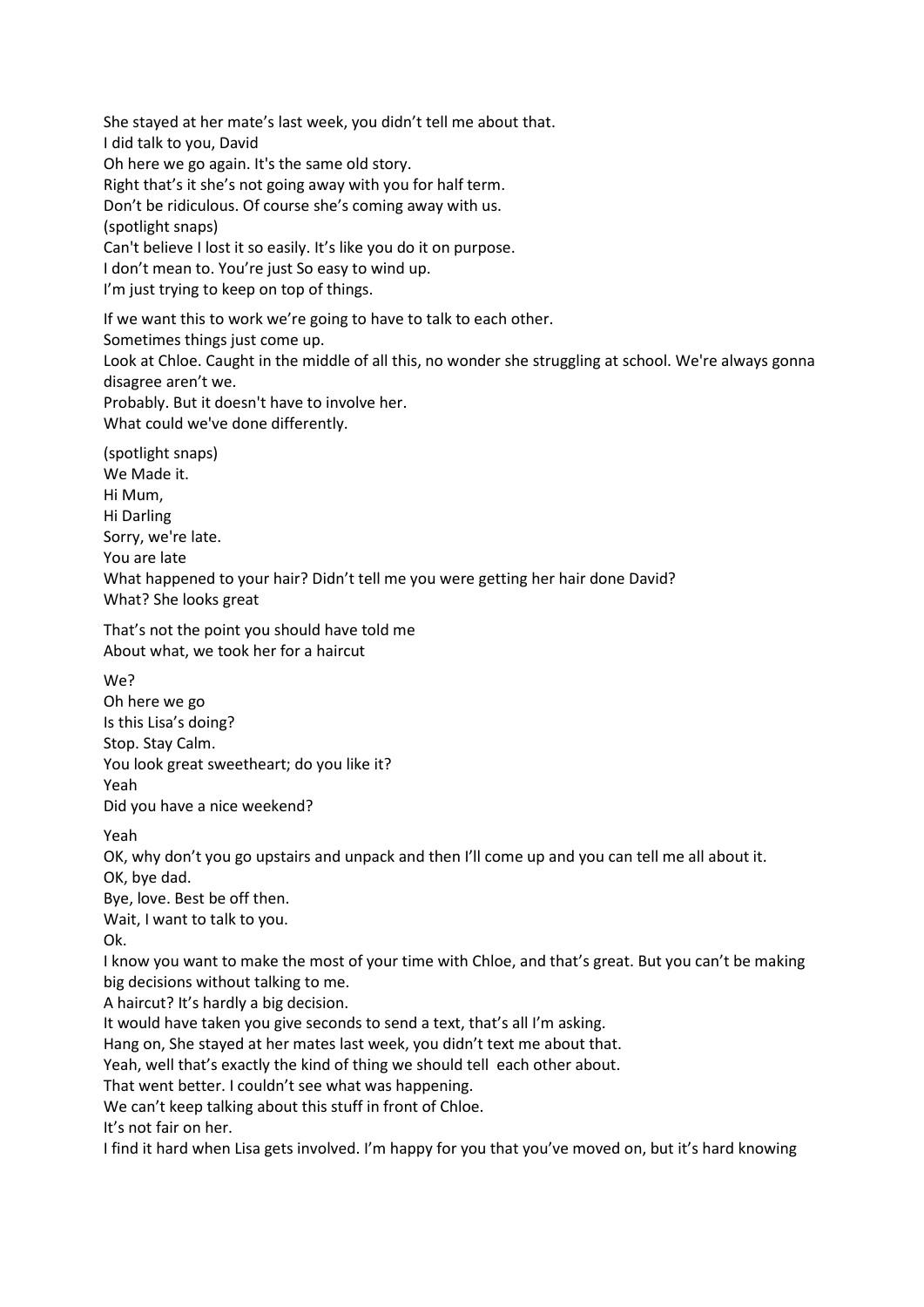She stayed at her mate's last week, you didn't tell me about that.
I did talk to you, David
Oh here we go again. It's the same old story.
Right that's it she's not going away with you for half term.
Don't be ridiculous. Of course she's coming away with us.
(spotlight snaps)
Can't believe I lost it so easily. It's like you do it on purpose.
I don't mean to. You're just So easy to wind up.
I'm just trying to keep on top of things.

If we want this to work we're going to have to talk to each other.
Sometimes things just come up.
Look at Chloe. Caught in the middle of all this, no wonder she struggling at school. We're always gonna disagree aren't we.
Probably. But it doesn't have to involve her.
What could we've done differently.

(spotlight snaps)
We Made it.
Hi Mum,
Hi Darling
Sorry, we're late.
You are late
What happened to your hair? Didn't tell me you were getting her hair done David?
What? She looks great

That's not the point you should have told me
About what, we took her for a haircut

We?
Oh here we go
Is this Lisa's doing?
Stop. Stay Calm.
You look great sweetheart; do you like it?
Yeah
Did you have a nice weekend?

Yeah
OK, why don't you go upstairs and unpack and then I'll come up and you can tell me all about it.
OK, bye dad.
Bye, love. Best be off then.
Wait, I want to talk to you.
Ok.
I know you want to make the most of your time with Chloe, and that's great. But you can't be making big decisions without talking to me.
A haircut? It's hardly a big decision.
It would have taken you give seconds to send a text, that's all I'm asking.
Hang on, She stayed at her mates last week, you didn't text me about that.
Yeah, well that's exactly the kind of thing we should tell each other about.
That went better. I couldn't see what was happening.
We can't keep talking about this stuff in front of Chloe.
It's not fair on her.
I find it hard when Lisa gets involved. I'm happy for you that you've moved on, but it's hard knowing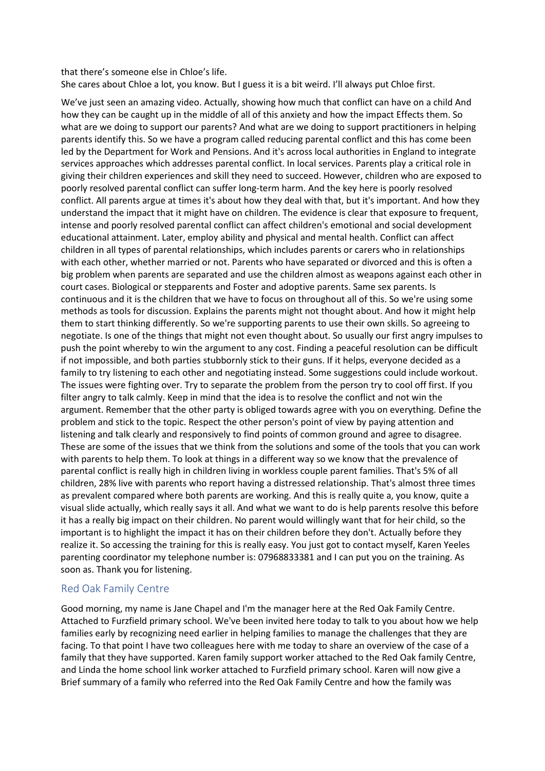that there's someone else in Chloe's life.
She cares about Chloe a lot, you know. But I guess it is a bit weird. I'll always put Chloe first.

We've just seen an amazing video. Actually, showing how much that conflict can have on a child And how they can be caught up in the middle of all of this anxiety and how the impact Effects them. So what are we doing to support our parents? And what are we doing to support practitioners in helping parents identify this. So we have a program called reducing parental conflict and this has come been led by the Department for Work and Pensions. And it's across local authorities in England to integrate services approaches which addresses parental conflict. In local services. Parents play a critical role in giving their children experiences and skill they need to succeed. However, children who are exposed to poorly resolved parental conflict can suffer long-term harm. And the key here is poorly resolved conflict. All parents argue at times it's about how they deal with that, but it's important. And how they understand the impact that it might have on children. The evidence is clear that exposure to frequent, intense and poorly resolved parental conflict can affect children's emotional and social development educational attainment. Later, employ ability and physical and mental health. Conflict can affect children in all types of parental relationships, which includes parents or carers who in relationships with each other, whether married or not. Parents who have separated or divorced and this is often a big problem when parents are separated and use the children almost as weapons against each other in court cases. Biological or stepparents and Foster and adoptive parents. Same sex parents. Is continuous and it is the children that we have to focus on throughout all of this. So we're using some methods as tools for discussion. Explains the parents might not thought about. And how it might help them to start thinking differently. So we're supporting parents to use their own skills. So agreeing to negotiate. Is one of the things that might not even thought about. So usually our first angry impulses to push the point whereby to win the argument to any cost. Finding a peaceful resolution can be difficult if not impossible, and both parties stubbornly stick to their guns. If it helps, everyone decided as a family to try listening to each other and negotiating instead. Some suggestions could include workout. The issues were fighting over. Try to separate the problem from the person try to cool off first. If you filter angry to talk calmly. Keep in mind that the idea is to resolve the conflict and not win the argument. Remember that the other party is obliged towards agree with you on everything. Define the problem and stick to the topic. Respect the other person's point of view by paying attention and listening and talk clearly and responsively to find points of common ground and agree to disagree. These are some of the issues that we think from the solutions and some of the tools that you can work with parents to help them. To look at things in a different way so we know that the prevalence of parental conflict is really high in children living in workless couple parent families. That's 5% of all children, 28% live with parents who report having a distressed relationship. That's almost three times as prevalent compared where both parents are working. And this is really quite a, you know, quite a visual slide actually, which really says it all. And what we want to do is help parents resolve this before it has a really big impact on their children. No parent would willingly want that for heir child, so the important is to highlight the impact it has on their children before they don't. Actually before they realize it. So accessing the training for this is really easy. You just got to contact myself, Karen Yeeles parenting coordinator my telephone number is: 07968833381 and I can put you on the training. As soon as. Thank you for listening.

## Red Oak Family Centre

Good morning, my name is Jane Chapel and I'm the manager here at the Red Oak Family Centre. Attached to Furzfield primary school. We've been invited here today to talk to you about how we help families early by recognizing need earlier in helping families to manage the challenges that they are facing. To that point I have two colleagues here with me today to share an overview of the case of a family that they have supported. Karen family support worker attached to the Red Oak family Centre, and Linda the home school link worker attached to Furzfield primary school. Karen will now give a Brief summary of a family who referred into the Red Oak Family Centre and how the family was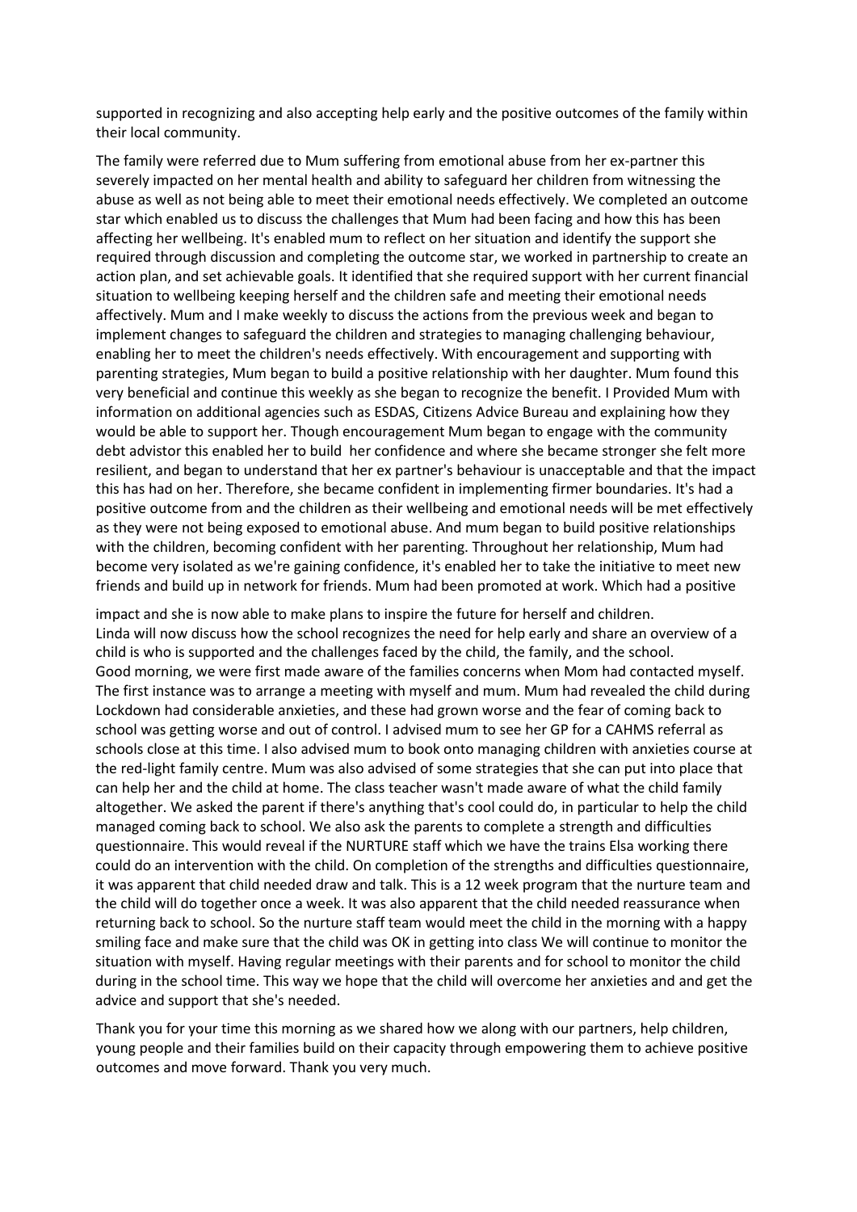supported in recognizing and also accepting help early and the positive outcomes of the family within their local community.

The family were referred due to Mum suffering from emotional abuse from her ex-partner this severely impacted on her mental health and ability to safeguard her children from witnessing the abuse as well as not being able to meet their emotional needs effectively. We completed an outcome star which enabled us to discuss the challenges that Mum had been facing and how this has been affecting her wellbeing. It's enabled mum to reflect on her situation and identify the support she required through discussion and completing the outcome star, we worked in partnership to create an action plan, and set achievable goals. It identified that she required support with her current financial situation to wellbeing keeping herself and the children safe and meeting their emotional needs affectively. Mum and I make weekly to discuss the actions from the previous week and began to implement changes to safeguard the children and strategies to managing challenging behaviour, enabling her to meet the children's needs effectively. With encouragement and supporting with parenting strategies, Mum began to build a positive relationship with her daughter. Mum found this very beneficial and continue this weekly as she began to recognize the benefit. I Provided Mum with information on additional agencies such as ESDAS, Citizens Advice Bureau and explaining how they would be able to support her. Though encouragement Mum began to engage with the community debt advistor this enabled her to build her confidence and where she became stronger she felt more resilient, and began to understand that her ex partner's behaviour is unacceptable and that the impact this has had on her. Therefore, she became confident in implementing firmer boundaries. It's had a positive outcome from and the children as their wellbeing and emotional needs will be met effectively as they were not being exposed to emotional abuse. And mum began to build positive relationships with the children, becoming confident with her parenting. Throughout her relationship, Mum had become very isolated as we're gaining confidence, it's enabled her to take the initiative to meet new friends and build up in network for friends. Mum had been promoted at work. Which had a positive impact and she is now able to make plans to inspire the future for herself and children.

Linda will now discuss how the school recognizes the need for help early and share an overview of a child is who is supported and the challenges faced by the child, the family, and the school.

Good morning, we were first made aware of the families concerns when Mom had contacted myself. The first instance was to arrange a meeting with myself and mum. Mum had revealed the child during Lockdown had considerable anxieties, and these had grown worse and the fear of coming back to school was getting worse and out of control. I advised mum to see her GP for a CAHMS referral as schools close at this time. I also advised mum to book onto managing children with anxieties course at the red-light family centre. Mum was also advised of some strategies that she can put into place that can help her and the child at home. The class teacher wasn't made aware of what the child family altogether. We asked the parent if there's anything that's cool could do, in particular to help the child managed coming back to school. We also ask the parents to complete a strength and difficulties questionnaire. This would reveal if the NURTURE staff which we have the trains Elsa working there could do an intervention with the child. On completion of the strengths and difficulties questionnaire, it was apparent that child needed draw and talk. This is a 12 week program that the nurture team and the child will do together once a week. It was also apparent that the child needed reassurance when returning back to school. So the nurture staff team would meet the child in the morning with a happy smiling face and make sure that the child was OK in getting into class We will continue to monitor the situation with myself. Having regular meetings with their parents and for school to monitor the child during in the school time. This way we hope that the child will overcome her anxieties and and get the advice and support that she's needed.

Thank you for your time this morning as we shared how we along with our partners, help children, young people and their families build on their capacity through empowering them to achieve positive outcomes and move forward. Thank you very much.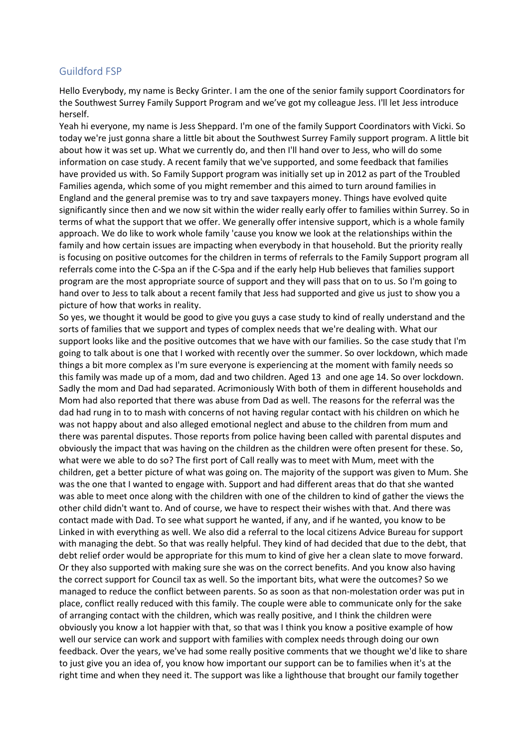## Guildford FSP

Hello Everybody, my name is Becky Grinter. I am the one of the senior family support Coordinators for the Southwest Surrey Family Support Program and we've got my colleague Jess. I'll let Jess introduce herself.

Yeah hi everyone, my name is Jess Sheppard. I'm one of the family Support Coordinators with Vicki. So today we're just gonna share a little bit about the Southwest Surrey Family support program. A little bit about how it was set up. What we currently do, and then I'll hand over to Jess, who will do some information on case study. A recent family that we've supported, and some feedback that families have provided us with. So Family Support program was initially set up in 2012 as part of the Troubled Families agenda, which some of you might remember and this aimed to turn around families in England and the general premise was to try and save taxpayers money. Things have evolved quite significantly since then and we now sit within the wider really early offer to families within Surrey. So in terms of what the support that we offer. We generally offer intensive support, which is a whole family approach. We do like to work whole family 'cause you know we look at the relationships within the family and how certain issues are impacting when everybody in that household. But the priority really is focusing on positive outcomes for the children in terms of referrals to the Family Support program all referrals come into the C-Spa an if the C-Spa and if the early help Hub believes that families support program are the most appropriate source of support and they will pass that on to us. So I'm going to hand over to Jess to talk about a recent family that Jess had supported and give us just to show you a picture of how that works in reality.

So yes, we thought it would be good to give you guys a case study to kind of really understand and the sorts of families that we support and types of complex needs that we're dealing with. What our support looks like and the positive outcomes that we have with our families. So the case study that I'm going to talk about is one that I worked with recently over the summer. So over lockdown, which made things a bit more complex as I'm sure everyone is experiencing at the moment with family needs so this family was made up of a mom, dad and two children. Aged 13 and one age 14. So over lockdown. Sadly the mom and Dad had separated. Acrimoniously With both of them in different households and Mom had also reported that there was abuse from Dad as well. The reasons for the referral was the dad had rung in to to mash with concerns of not having regular contact with his children on which he was not happy about and also alleged emotional neglect and abuse to the children from mum and there was parental disputes. Those reports from police having been called with parental disputes and obviously the impact that was having on the children as the children were often present for these. So, what were we able to do so? The first port of Call really was to meet with Mum, meet with the children, get a better picture of what was going on. The majority of the support was given to Mum. She was the one that I wanted to engage with. Support and had different areas that do that she wanted was able to meet once along with the children with one of the children to kind of gather the views the other child didn't want to. And of course, we have to respect their wishes with that. And there was contact made with Dad. To see what support he wanted, if any, and if he wanted, you know to be Linked in with everything as well. We also did a referral to the local citizens Advice Bureau for support with managing the debt. So that was really helpful. They kind of had decided that due to the debt, that debt relief order would be appropriate for this mum to kind of give her a clean slate to move forward. Or they also supported with making sure she was on the correct benefits. And you know also having the correct support for Council tax as well. So the important bits, what were the outcomes? So we managed to reduce the conflict between parents. So as soon as that non-molestation order was put in place, conflict really reduced with this family. The couple were able to communicate only for the sake of arranging contact with the children, which was really positive, and I think the children were obviously you know a lot happier with that, so that was I think you know a positive example of how well our service can work and support with families with complex needs through doing our own feedback. Over the years, we've had some really positive comments that we thought we'd like to share to just give you an idea of, you know how important our support can be to families when it's at the right time and when they need it. The support was like a lighthouse that brought our family together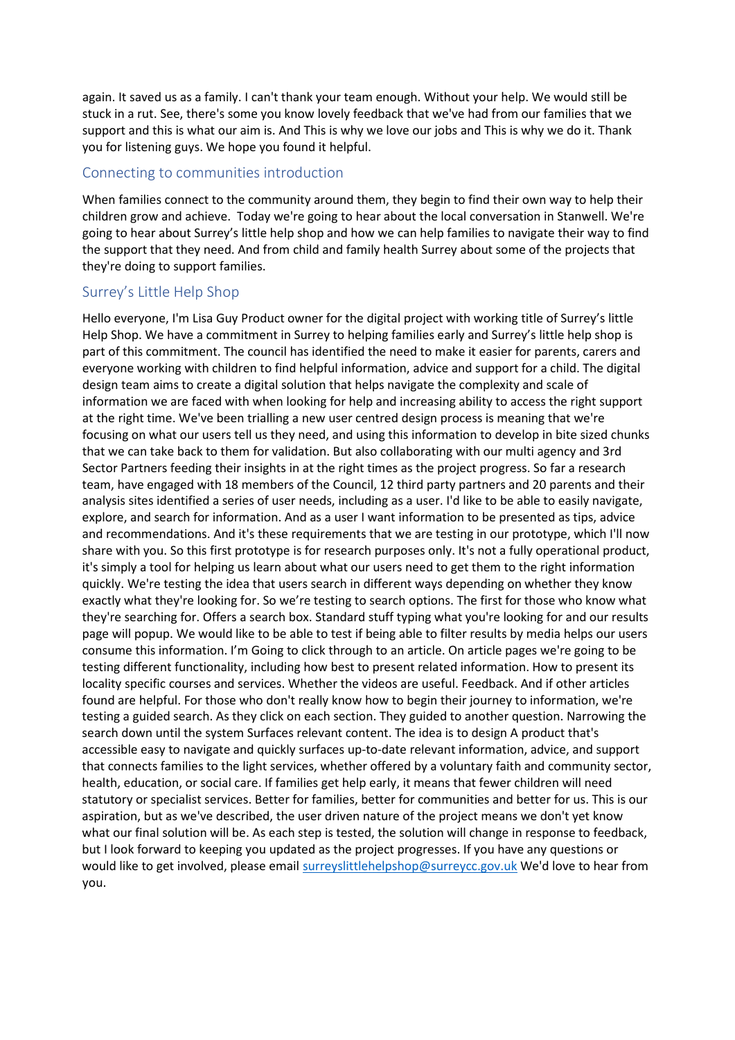again. It saved us as a family. I can't thank your team enough. Without your help. We would still be stuck in a rut. See, there's some you know lovely feedback that we've had from our families that we support and this is what our aim is. And This is why we love our jobs and This is why we do it. Thank you for listening guys. We hope you found it helpful.

## Connecting to communities introduction

When families connect to the community around them, they begin to find their own way to help their children grow and achieve. Today we're going to hear about the local conversation in Stanwell. We're going to hear about Surrey's little help shop and how we can help families to navigate their way to find the support that they need. And from child and family health Surrey about some of the projects that they're doing to support families.

## Surrey's Little Help Shop

Hello everyone, I'm Lisa Guy Product owner for the digital project with working title of Surrey's little Help Shop. We have a commitment in Surrey to helping families early and Surrey's little help shop is part of this commitment. The council has identified the need to make it easier for parents, carers and everyone working with children to find helpful information, advice and support for a child. The digital design team aims to create a digital solution that helps navigate the complexity and scale of information we are faced with when looking for help and increasing ability to access the right support at the right time. We've been trialling a new user centred design process is meaning that we're focusing on what our users tell us they need, and using this information to develop in bite sized chunks that we can take back to them for validation. But also collaborating with our multi agency and 3rd Sector Partners feeding their insights in at the right times as the project progress. So far a research team, have engaged with 18 members of the Council, 12 third party partners and 20 parents and their analysis sites identified a series of user needs, including as a user. I'd like to be able to easily navigate, explore, and search for information. And as a user I want information to be presented as tips, advice and recommendations. And it's these requirements that we are testing in our prototype, which I'll now share with you. So this first prototype is for research purposes only. It's not a fully operational product, it's simply a tool for helping us learn about what our users need to get them to the right information quickly. We're testing the idea that users search in different ways depending on whether they know exactly what they're looking for. So we're testing to search options. The first for those who know what they're searching for. Offers a search box. Standard stuff typing what you're looking for and our results page will popup. We would like to be able to test if being able to filter results by media helps our users consume this information. I'm Going to click through to an article. On article pages we're going to be testing different functionality, including how best to present related information. How to present its locality specific courses and services. Whether the videos are useful. Feedback. And if other articles found are helpful. For those who don't really know how to begin their journey to information, we're testing a guided search. As they click on each section. They guided to another question. Narrowing the search down until the system Surfaces relevant content. The idea is to design A product that's accessible easy to navigate and quickly surfaces up-to-date relevant information, advice, and support that connects families to the light services, whether offered by a voluntary faith and community sector, health, education, or social care. If families get help early, it means that fewer children will need statutory or specialist services. Better for families, better for communities and better for us. This is our aspiration, but as we've described, the user driven nature of the project means we don't yet know what our final solution will be. As each step is tested, the solution will change in response to feedback, but I look forward to keeping you updated as the project progresses. If you have any questions or would like to get involved, please email surreyslittlehelpshop@surreycc.gov.uk We'd love to hear from you.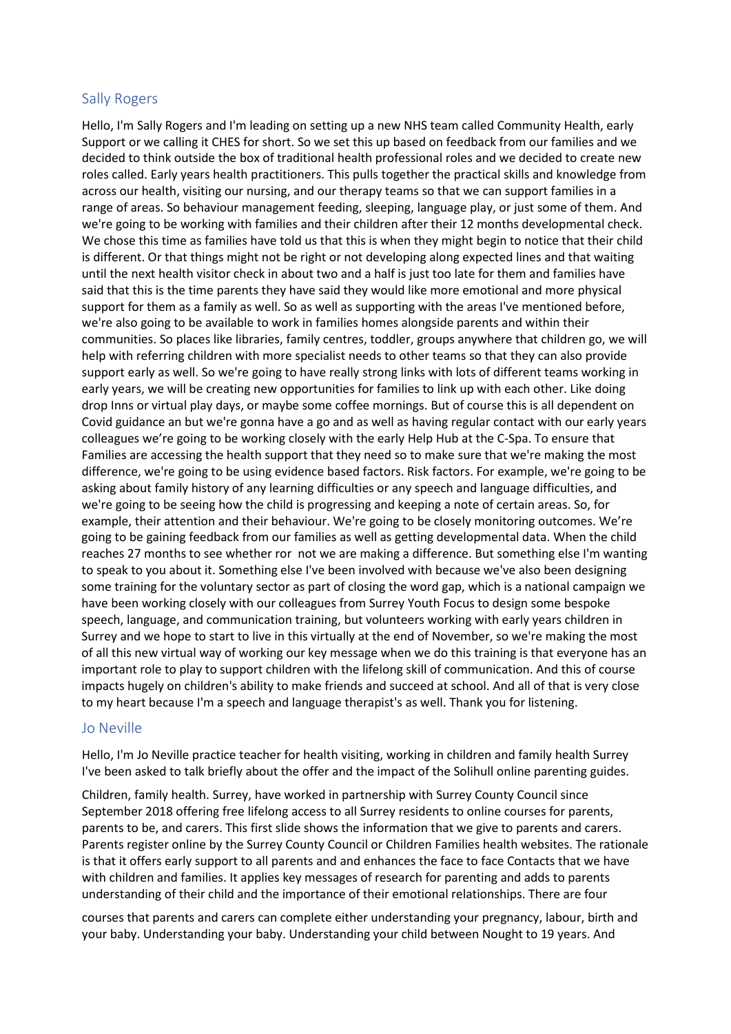## Sally Rogers

Hello, I'm Sally Rogers and I'm leading on setting up a new NHS team called Community Health, early Support or we calling it CHES for short. So we set this up based on feedback from our families and we decided to think outside the box of traditional health professional roles and we decided to create new roles called. Early years health practitioners. This pulls together the practical skills and knowledge from across our health, visiting our nursing, and our therapy teams so that we can support families in a range of areas. So behaviour management feeding, sleeping, language play, or just some of them. And we're going to be working with families and their children after their 12 months developmental check. We chose this time as families have told us that this is when they might begin to notice that their child is different. Or that things might not be right or not developing along expected lines and that waiting until the next health visitor check in about two and a half is just too late for them and families have said that this is the time parents they have said they would like more emotional and more physical support for them as a family as well. So as well as supporting with the areas I've mentioned before, we're also going to be available to work in families homes alongside parents and within their communities. So places like libraries, family centres, toddler, groups anywhere that children go, we will help with referring children with more specialist needs to other teams so that they can also provide support early as well. So we're going to have really strong links with lots of different teams working in early years, we will be creating new opportunities for families to link up with each other. Like doing drop Inns or virtual play days, or maybe some coffee mornings. But of course this is all dependent on Covid guidance an but we're gonna have a go and as well as having regular contact with our early years colleagues we're going to be working closely with the early Help Hub at the C-Spa. To ensure that Families are accessing the health support that they need so to make sure that we're making the most difference, we're going to be using evidence based factors. Risk factors. For example, we're going to be asking about family history of any learning difficulties or any speech and language difficulties, and we're going to be seeing how the child is progressing and keeping a note of certain areas. So, for example, their attention and their behaviour. We're going to be closely monitoring outcomes. We're going to be gaining feedback from our families as well as getting developmental data. When the child reaches 27 months to see whether ror not we are making a difference. But something else I'm wanting to speak to you about it. Something else I've been involved with because we've also been designing some training for the voluntary sector as part of closing the word gap, which is a national campaign we have been working closely with our colleagues from Surrey Youth Focus to design some bespoke speech, language, and communication training, but volunteers working with early years children in Surrey and we hope to start to live in this virtually at the end of November, so we're making the most of all this new virtual way of working our key message when we do this training is that everyone has an important role to play to support children with the lifelong skill of communication. And this of course impacts hugely on children's ability to make friends and succeed at school. And all of that is very close to my heart because I'm a speech and language therapist's as well. Thank you for listening.

## Jo Neville

Hello, I'm Jo Neville practice teacher for health visiting, working in children and family health Surrey I've been asked to talk briefly about the offer and the impact of the Solihull online parenting guides.

Children, family health. Surrey, have worked in partnership with Surrey County Council since September 2018 offering free lifelong access to all Surrey residents to online courses for parents, parents to be, and carers. This first slide shows the information that we give to parents and carers. Parents register online by the Surrey County Council or Children Families health websites. The rationale is that it offers early support to all parents and and enhances the face to face Contacts that we have with children and families. It applies key messages of research for parenting and adds to parents understanding of their child and the importance of their emotional relationships. There are four courses that parents and carers can complete either understanding your pregnancy, labour, birth and your baby. Understanding your baby. Understanding your child between Nought to 19 years. And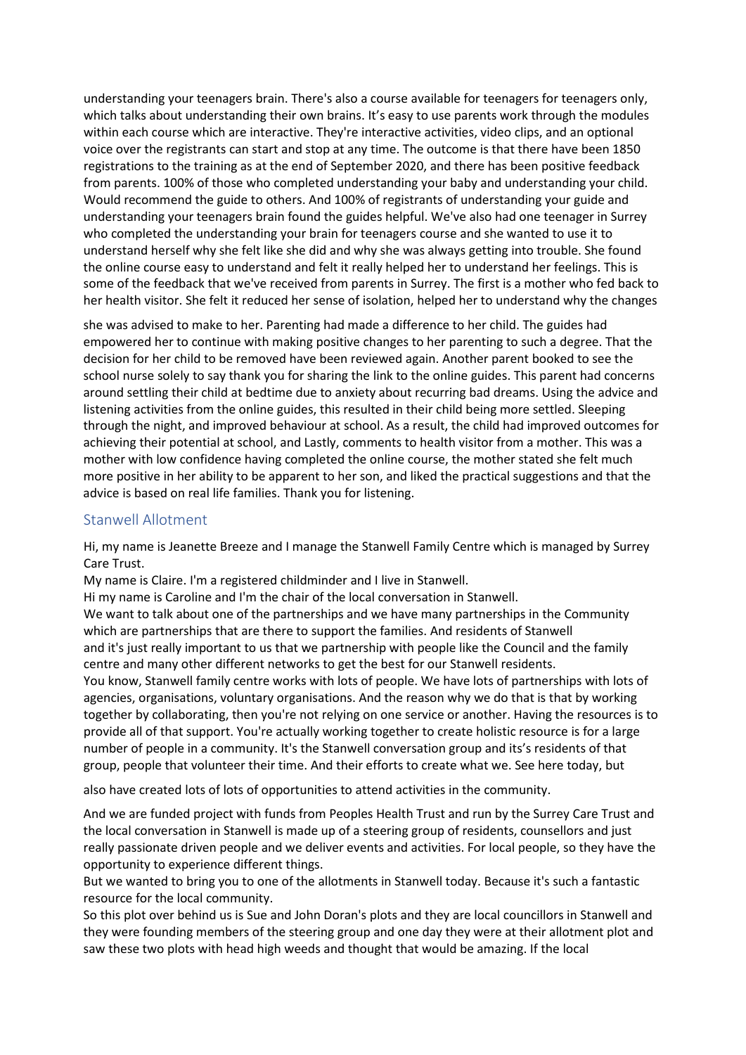understanding your teenagers brain. There's also a course available for teenagers for teenagers only, which talks about understanding their own brains. It's easy to use parents work through the modules within each course which are interactive. They're interactive activities, video clips, and an optional voice over the registrants can start and stop at any time. The outcome is that there have been 1850 registrations to the training as at the end of September 2020, and there has been positive feedback from parents. 100% of those who completed understanding your baby and understanding your child. Would recommend the guide to others. And 100% of registrants of understanding your guide and understanding your teenagers brain found the guides helpful. We've also had one teenager in Surrey who completed the understanding your brain for teenagers course and she wanted to use it to understand herself why she felt like she did and why she was always getting into trouble. She found the online course easy to understand and felt it really helped her to understand her feelings. This is some of the feedback that we've received from parents in Surrey. The first is a mother who fed back to her health visitor. She felt it reduced her sense of isolation, helped her to understand why the changes

she was advised to make to her. Parenting had made a difference to her child. The guides had empowered her to continue with making positive changes to her parenting to such a degree. That the decision for her child to be removed have been reviewed again. Another parent booked to see the school nurse solely to say thank you for sharing the link to the online guides. This parent had concerns around settling their child at bedtime due to anxiety about recurring bad dreams. Using the advice and listening activities from the online guides, this resulted in their child being more settled. Sleeping through the night, and improved behaviour at school. As a result, the child had improved outcomes for achieving their potential at school, and Lastly, comments to health visitor from a mother. This was a mother with low confidence having completed the online course, the mother stated she felt much more positive in her ability to be apparent to her son, and liked the practical suggestions and that the advice is based on real life families. Thank you for listening.

## Stanwell Allotment

Hi, my name is Jeanette Breeze and I manage the Stanwell Family Centre which is managed by Surrey Care Trust.

My name is Claire. I'm a registered childminder and I live in Stanwell.

Hi my name is Caroline and I'm the chair of the local conversation in Stanwell.

We want to talk about one of the partnerships and we have many partnerships in the Community which are partnerships that are there to support the families. And residents of Stanwell and it's just really important to us that we partnership with people like the Council and the family centre and many other different networks to get the best for our Stanwell residents.

You know, Stanwell family centre works with lots of people. We have lots of partnerships with lots of agencies, organisations, voluntary organisations. And the reason why we do that is that by working together by collaborating, then you're not relying on one service or another. Having the resources is to provide all of that support. You're actually working together to create holistic resource is for a large number of people in a community. It's the Stanwell conversation group and its's residents of that group, people that volunteer their time. And their efforts to create what we. See here today, but

also have created lots of lots of opportunities to attend activities in the community.

And we are funded project with funds from Peoples Health Trust and run by the Surrey Care Trust and the local conversation in Stanwell is made up of a steering group of residents, counsellors and just really passionate driven people and we deliver events and activities. For local people, so they have the opportunity to experience different things.

But we wanted to bring you to one of the allotments in Stanwell today. Because it's such a fantastic resource for the local community.

So this plot over behind us is Sue and John Doran's plots and they are local councillors in Stanwell and they were founding members of the steering group and one day they were at their allotment plot and saw these two plots with head high weeds and thought that would be amazing. If the local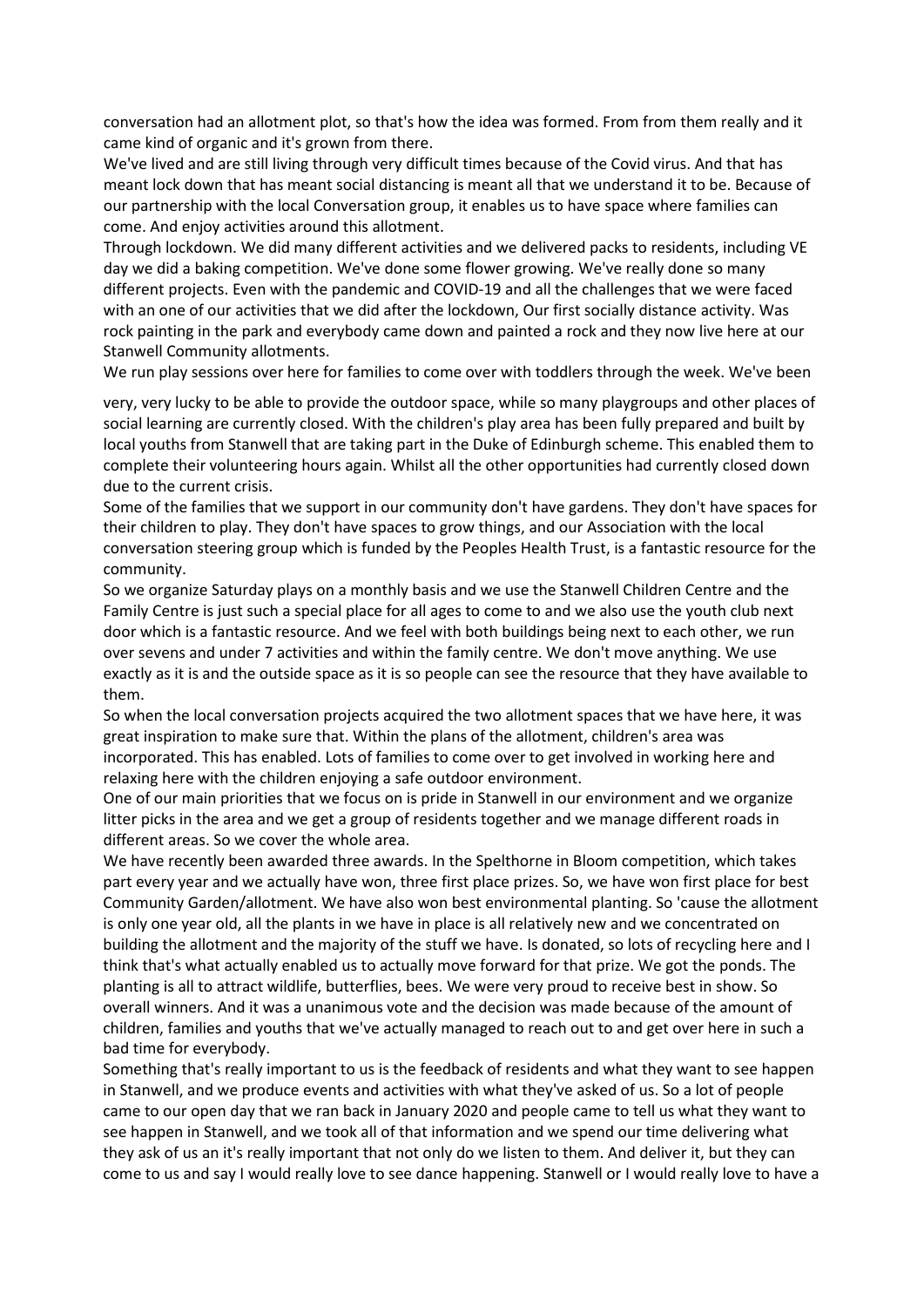conversation had an allotment plot, so that's how the idea was formed. From from them really and it came kind of organic and it's grown from there.

We've lived and are still living through very difficult times because of the Covid virus. And that has meant lock down that has meant social distancing is meant all that we understand it to be. Because of our partnership with the local Conversation group, it enables us to have space where families can come. And enjoy activities around this allotment.

Through lockdown. We did many different activities and we delivered packs to residents, including VE day we did a baking competition. We've done some flower growing. We've really done so many different projects. Even with the pandemic and COVID-19 and all the challenges that we were faced with an one of our activities that we did after the lockdown, Our first socially distance activity. Was rock painting in the park and everybody came down and painted a rock and they now live here at our Stanwell Community allotments.

We run play sessions over here for families to come over with toddlers through the week. We've been very, very lucky to be able to provide the outdoor space, while so many playgroups and other places of social learning are currently closed. With the children's play area has been fully prepared and built by local youths from Stanwell that are taking part in the Duke of Edinburgh scheme. This enabled them to complete their volunteering hours again. Whilst all the other opportunities had currently closed down due to the current crisis.

Some of the families that we support in our community don't have gardens. They don't have spaces for their children to play. They don't have spaces to grow things, and our Association with the local conversation steering group which is funded by the Peoples Health Trust, is a fantastic resource for the community.

So we organize Saturday plays on a monthly basis and we use the Stanwell Children Centre and the Family Centre is just such a special place for all ages to come to and we also use the youth club next door which is a fantastic resource. And we feel with both buildings being next to each other, we run over sevens and under 7 activities and within the family centre. We don't move anything. We use exactly as it is and the outside space as it is so people can see the resource that they have available to them.

So when the local conversation projects acquired the two allotment spaces that we have here, it was great inspiration to make sure that. Within the plans of the allotment, children's area was incorporated. This has enabled. Lots of families to come over to get involved in working here and relaxing here with the children enjoying a safe outdoor environment.

One of our main priorities that we focus on is pride in Stanwell in our environment and we organize litter picks in the area and we get a group of residents together and we manage different roads in different areas. So we cover the whole area.

We have recently been awarded three awards. In the Spelthorne in Bloom competition, which takes part every year and we actually have won, three first place prizes. So, we have won first place for best Community Garden/allotment. We have also won best environmental planting. So 'cause the allotment is only one year old, all the plants in we have in place is all relatively new and we concentrated on building the allotment and the majority of the stuff we have. Is donated, so lots of recycling here and I think that's what actually enabled us to actually move forward for that prize. We got the ponds. The planting is all to attract wildlife, butterflies, bees. We were very proud to receive best in show. So overall winners. And it was a unanimous vote and the decision was made because of the amount of children, families and youths that we've actually managed to reach out to and get over here in such a bad time for everybody.

Something that's really important to us is the feedback of residents and what they want to see happen in Stanwell, and we produce events and activities with what they've asked of us. So a lot of people came to our open day that we ran back in January 2020 and people came to tell us what they want to see happen in Stanwell, and we took all of that information and we spend our time delivering what they ask of us an it's really important that not only do we listen to them. And deliver it, but they can come to us and say I would really love to see dance happening. Stanwell or I would really love to have a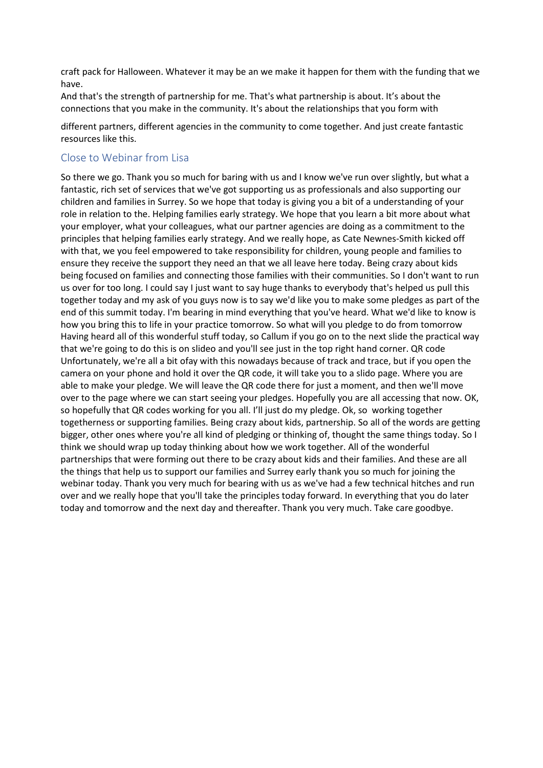craft pack for Halloween. Whatever it may be an we make it happen for them with the funding that we have.

And that's the strength of partnership for me. That's what partnership is about. It's about the connections that you make in the community. It's about the relationships that you form with

different partners, different agencies in the community to come together. And just create fantastic resources like this.

## Close to Webinar from Lisa

So there we go. Thank you so much for baring with us and I know we've run over slightly, but what a fantastic, rich set of services that we've got supporting us as professionals and also supporting our children and families in Surrey. So we hope that today is giving you a bit of a understanding of your role in relation to the. Helping families early strategy. We hope that you learn a bit more about what your employer, what your colleagues, what our partner agencies are doing as a commitment to the principles that helping families early strategy. And we really hope, as Cate Newnes-Smith kicked off with that, we you feel empowered to take responsibility for children, young people and families to ensure they receive the support they need an that we all leave here today. Being crazy about kids being focused on families and connecting those families with their communities. So I don't want to run us over for too long. I could say I just want to say huge thanks to everybody that's helped us pull this together today and my ask of you guys now is to say we'd like you to make some pledges as part of the end of this summit today. I'm bearing in mind everything that you've heard. What we'd like to know is how you bring this to life in your practice tomorrow. So what will you pledge to do from tomorrow Having heard all of this wonderful stuff today, so Callum if you go on to the next slide the practical way that we're going to do this is on slideo and you'll see just in the top right hand corner. QR code Unfortunately, we're all a bit ofay with this nowadays because of track and trace, but if you open the camera on your phone and hold it over the QR code, it will take you to a slido page. Where you are able to make your pledge. We will leave the QR code there for just a moment, and then we'll move over to the page where we can start seeing your pledges. Hopefully you are all accessing that now. OK, so hopefully that QR codes working for you all. I'll just do my pledge. Ok, so working together togetherness or supporting families. Being crazy about kids, partnership. So all of the words are getting bigger, other ones where you're all kind of pledging or thinking of, thought the same things today. So I think we should wrap up today thinking about how we work together. All of the wonderful partnerships that were forming out there to be crazy about kids and their families. And these are all the things that help us to support our families and Surrey early thank you so much for joining the webinar today. Thank you very much for bearing with us as we've had a few technical hitches and run over and we really hope that you'll take the principles today forward. In everything that you do later today and tomorrow and the next day and thereafter. Thank you very much. Take care goodbye.